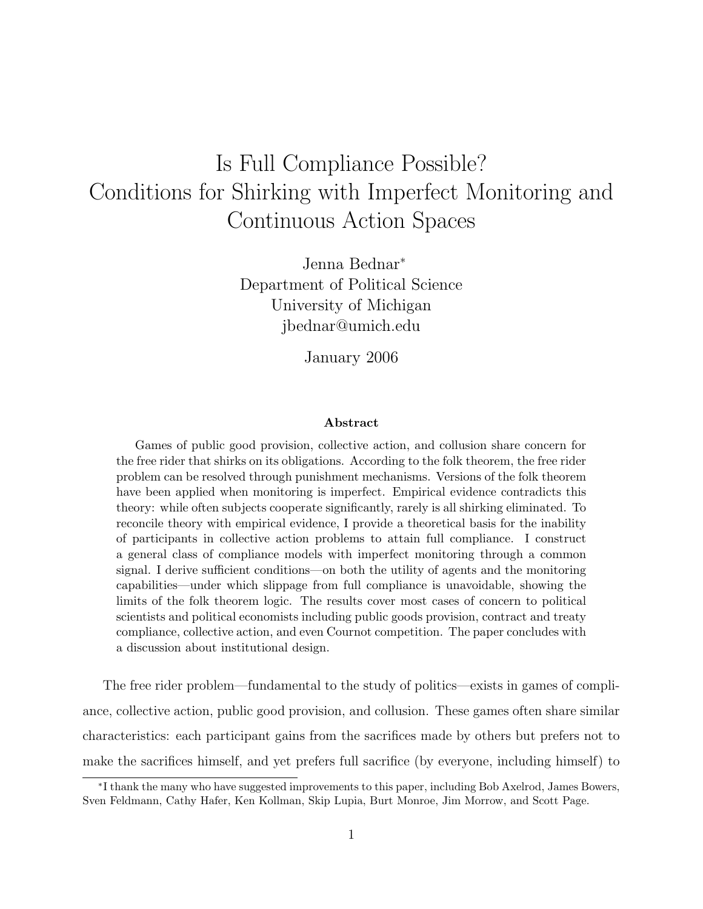# Is Full Compliance Possible? Conditions for Shirking with Imperfect Monitoring and Continuous Action Spaces

Jenna Bednar*
Department of Political Science
University of Michigan
jbednar@umich.edu

January 2006

### Abstract

Games of public good provision, collective action, and collusion share concern for the free rider that shirks on its obligations. According to the folk theorem, the free rider problem can be resolved through punishment mechanisms. Versions of the folk theorem have been applied when monitoring is imperfect. Empirical evidence contradicts this theory: while often subjects cooperate significantly, rarely is all shirking eliminated. To reconcile theory with empirical evidence, I provide a theoretical basis for the inability of participants in collective action problems to attain full compliance. I construct a general class of compliance models with imperfect monitoring through a common signal. I derive sufficient conditions—on both the utility of agents and the monitoring capabilities—under which slippage from full compliance is unavoidable, showing the limits of the folk theorem logic. The results cover most cases of concern to political scientists and political economists including public goods provision, contract and treaty compliance, collective action, and even Cournot competition. The paper concludes with a discussion about institutional design.

The free rider problem—fundamental to the study of politics—exists in games of compliance, collective action, public good provision, and collusion. These games often share similar characteristics: each participant gains from the sacrifices made by others but prefers not to make the sacrifices himself, and yet prefers full sacrifice (by everyone, including himself) to

*I thank the many who have suggested improvements to this paper, including Bob Axelrod, James Bowers, Sven Feldmann, Cathy Hafer, Ken Kollman, Skip Lupia, Burt Monroe, Jim Morrow, and Scott Page.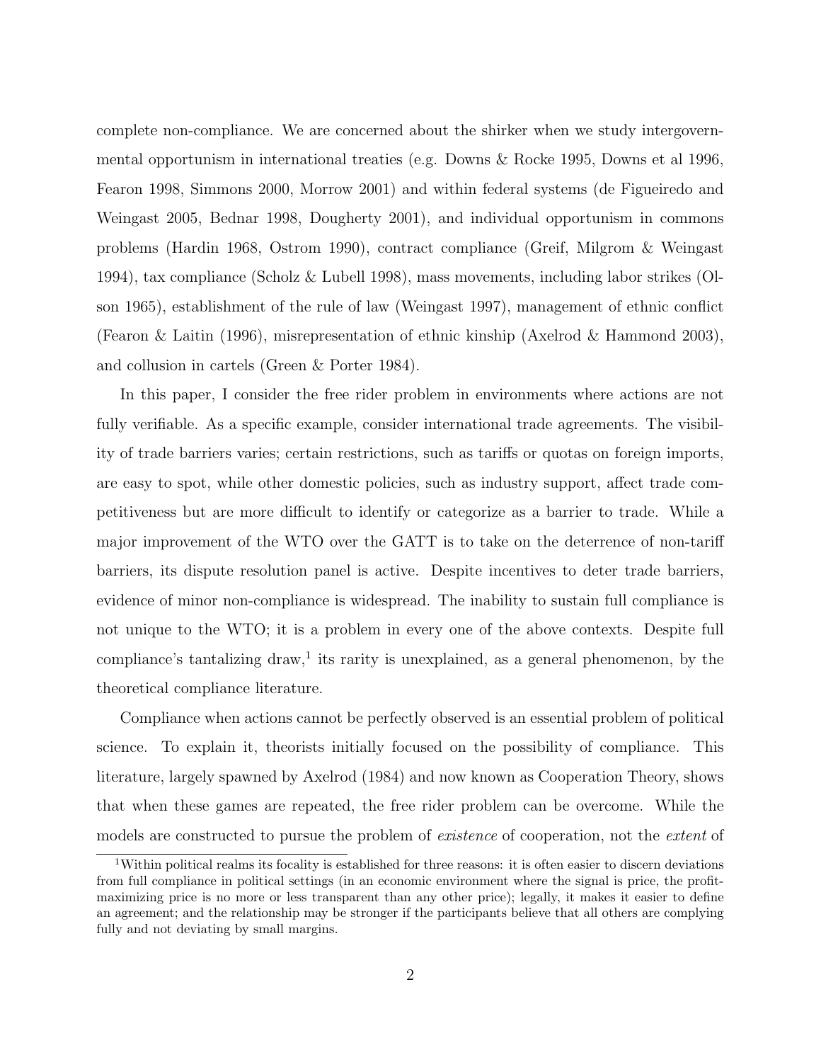complete non-compliance. We are concerned about the shirker when we study intergovernmental opportunism in international treaties (e.g. Downs & Rocke 1995, Downs et al 1996, Fearon 1998, Simmons 2000, Morrow 2001) and within federal systems (de Figueiredo and Weingast 2005, Bednar 1998, Dougherty 2001), and individual opportunism in commons problems (Hardin 1968, Ostrom 1990), contract compliance (Greif, Milgrom & Weingast 1994), tax compliance (Scholz & Lubell 1998), mass movements, including labor strikes (Olson 1965), establishment of the rule of law (Weingast 1997), management of ethnic conflict (Fearon & Laitin (1996), misrepresentation of ethnic kinship (Axelrod & Hammond 2003), and collusion in cartels (Green & Porter 1984).

In this paper, I consider the free rider problem in environments where actions are not fully verifiable. As a specific example, consider international trade agreements. The visibility of trade barriers varies; certain restrictions, such as tariffs or quotas on foreign imports, are easy to spot, while other domestic policies, such as industry support, affect trade competitiveness but are more difficult to identify or categorize as a barrier to trade. While a major improvement of the WTO over the GATT is to take on the deterrence of non-tariff barriers, its dispute resolution panel is active. Despite incentives to deter trade barriers, evidence of minor non-compliance is widespread. The inability to sustain full compliance is not unique to the WTO; it is a problem in every one of the above contexts. Despite full compliance's tantalizing draw,[1] its rarity is unexplained, as a general phenomenon, by the theoretical compliance literature.

Compliance when actions cannot be perfectly observed is an essential problem of political science. To explain it, theorists initially focused on the possibility of compliance. This literature, largely spawned by Axelrod (1984) and now known as Cooperation Theory, shows that when these games are repeated, the free rider problem can be overcome. While the models are constructed to pursue the problem of *existence* of cooperation, not the *extent* of

[1] Within political realms its focality is established for three reasons: it is often easier to discern deviations from full compliance in political settings (in an economic environment where the signal is price, the profit-maximizing price is no more or less transparent than any other price); legally, it makes it easier to define an agreement; and the relationship may be stronger if the participants believe that all others are complying fully and not deviating by small margins.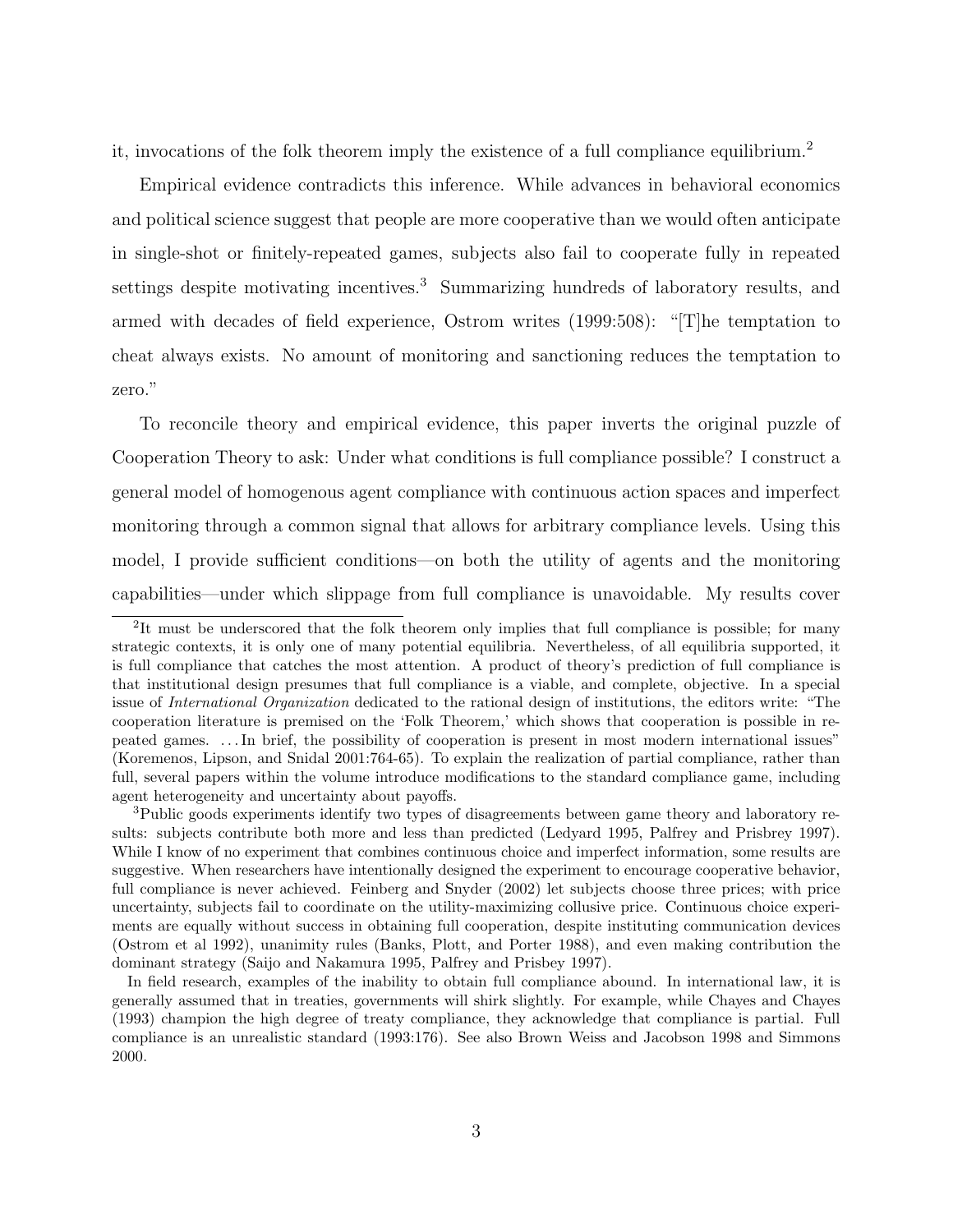it, invocations of the folk theorem imply the existence of a full compliance equilibrium.[2]

Empirical evidence contradicts this inference. While advances in behavioral economics and political science suggest that people are more cooperative than we would often anticipate in single-shot or finitely-repeated games, subjects also fail to cooperate fully in repeated settings despite motivating incentives.[3] Summarizing hundreds of laboratory results, and armed with decades of field experience, Ostrom writes (1999:508): "[T]he temptation to cheat always exists. No amount of monitoring and sanctioning reduces the temptation to zero."

To reconcile theory and empirical evidence, this paper inverts the original puzzle of Cooperation Theory to ask: Under what conditions is full compliance possible? I construct a general model of homogenous agent compliance with continuous action spaces and imperfect monitoring through a common signal that allows for arbitrary compliance levels. Using this model, I provide sufficient conditions—on both the utility of agents and the monitoring capabilities—under which slippage from full compliance is unavoidable. My results cover

---

[2] It must be underscored that the folk theorem only implies that full compliance is possible; for many strategic contexts, it is only one of many potential equilibria. Nevertheless, of all equilibria supported, it is full compliance that catches the most attention. A product of theory's prediction of full compliance is that institutional design presumes that full compliance is a viable, and complete, objective. In a special issue of *International Organization* dedicated to the rational design of institutions, the editors write: "The cooperation literature is premised on the 'Folk Theorem,' which shows that cooperation is possible in repeated games. ... In brief, the possibility of cooperation is present in most modern international issues" (Koremenos, Lipson, and Snidal 2001:764-65). To explain the realization of partial compliance, rather than full, several papers within the volume introduce modifications to the standard compliance game, including agent heterogeneity and uncertainty about payoffs.

[3] Public goods experiments identify two types of disagreements between game theory and laboratory results: subjects contribute both more and less than predicted (Ledyard 1995, Palfrey and Prisbrey 1997). While I know of no experiment that combines continuous choice and imperfect information, some results are suggestive. When researchers have intentionally designed the experiment to encourage cooperative behavior, full compliance is never achieved. Feinberg and Snyder (2002) let subjects choose three prices; with price uncertainty, subjects fail to coordinate on the utility-maximizing collusive price. Continuous choice experiments are equally without success in obtaining full cooperation, despite instituting communication devices (Ostrom et al 1992), unanimity rules (Banks, Plott, and Porter 1988), and even making contribution the dominant strategy (Saijo and Nakamura 1995, Palfrey and Prisbey 1997).

In field research, examples of the inability to obtain full compliance abound. In international law, it is generally assumed that in treaties, governments will shirk slightly. For example, while Chayes and Chayes (1993) champion the high degree of treaty compliance, they acknowledge that compliance is partial. Full compliance is an unrealistic standard (1993:176). See also Brown Weiss and Jacobson 1998 and Simmons 2000.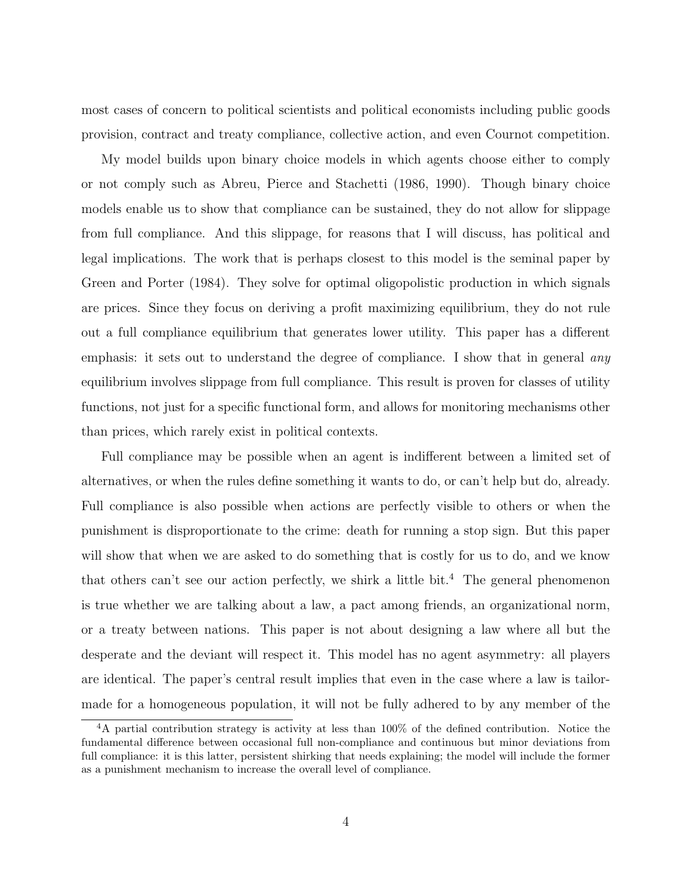most cases of concern to political scientists and political economists including public goods provision, contract and treaty compliance, collective action, and even Cournot competition.

My model builds upon binary choice models in which agents choose either to comply or not comply such as Abreu, Pierce and Stachetti (1986, 1990). Though binary choice models enable us to show that compliance can be sustained, they do not allow for slippage from full compliance. And this slippage, for reasons that I will discuss, has political and legal implications. The work that is perhaps closest to this model is the seminal paper by Green and Porter (1984). They solve for optimal oligopolistic production in which signals are prices. Since they focus on deriving a profit maximizing equilibrium, they do not rule out a full compliance equilibrium that generates lower utility. This paper has a different emphasis: it sets out to understand the degree of compliance. I show that in general *any* equilibrium involves slippage from full compliance. This result is proven for classes of utility functions, not just for a specific functional form, and allows for monitoring mechanisms other than prices, which rarely exist in political contexts.

Full compliance may be possible when an agent is indifferent between a limited set of alternatives, or when the rules define something it wants to do, or can't help but do, already. Full compliance is also possible when actions are perfectly visible to others or when the punishment is disproportionate to the crime: death for running a stop sign. But this paper will show that when we are asked to do something that is costly for us to do, and we know that others can't see our action perfectly, we shirk a little bit.[4] The general phenomenon is true whether we are talking about a law, a pact among friends, an organizational norm, or a treaty between nations. This paper is not about designing a law where all but the desperate and the deviant will respect it. This model has no agent asymmetry: all players are identical. The paper's central result implies that even in the case where a law is tailor-made for a homogeneous population, it will not be fully adhered to by any member of the

[4] A partial contribution strategy is activity at less than 100% of the defined contribution. Notice the fundamental difference between occasional full non-compliance and continuous but minor deviations from full compliance: it is this latter, persistent shirking that needs explaining; the model will include the former as a punishment mechanism to increase the overall level of compliance.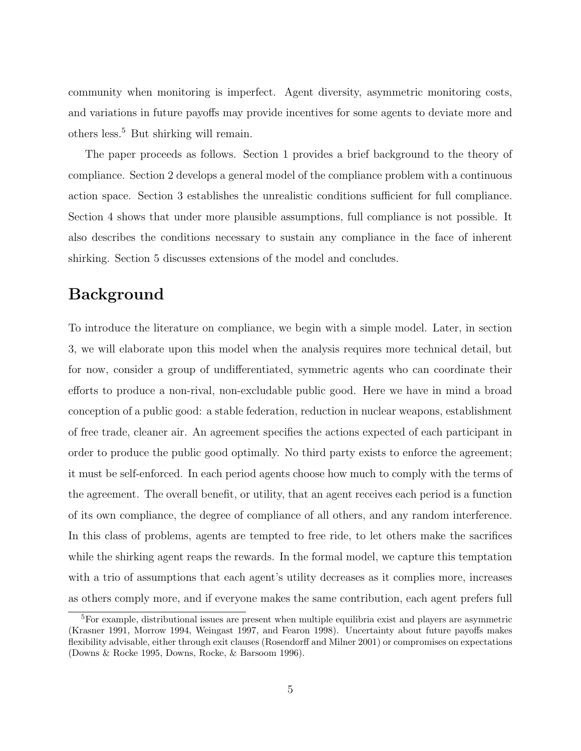community when monitoring is imperfect. Agent diversity, asymmetric monitoring costs, and variations in future payoffs may provide incentives for some agents to deviate more and others less.[5] But shirking will remain.

The paper proceeds as follows. Section 1 provides a brief background to the theory of compliance. Section 2 develops a general model of the compliance problem with a continuous action space. Section 3 establishes the unrealistic conditions sufficient for full compliance. Section 4 shows that under more plausible assumptions, full compliance is not possible. It also describes the conditions necessary to sustain any compliance in the face of inherent shirking. Section 5 discusses extensions of the model and concludes.

## Background

To introduce the literature on compliance, we begin with a simple model. Later, in section 3, we will elaborate upon this model when the analysis requires more technical detail, but for now, consider a group of undifferentiated, symmetric agents who can coordinate their efforts to produce a non-rival, non-excludable public good. Here we have in mind a broad conception of a public good: a stable federation, reduction in nuclear weapons, establishment of free trade, cleaner air. An agreement specifies the actions expected of each participant in order to produce the public good optimally. No third party exists to enforce the agreement; it must be self-enforced. In each period agents choose how much to comply with the terms of the agreement. The overall benefit, or utility, that an agent receives each period is a function of its own compliance, the degree of compliance of all others, and any random interference. In this class of problems, agents are tempted to free ride, to let others make the sacrifices while the shirking agent reaps the rewards. In the formal model, we capture this temptation with a trio of assumptions that each agent's utility decreases as it complies more, increases as others comply more, and if everyone makes the same contribution, each agent prefers full

[5] For example, distributional issues are present when multiple equilibria exist and players are asymmetric (Krasner 1991, Morrow 1994, Weingast 1997, and Fearon 1998). Uncertainty about future payoffs makes flexibility advisable, either through exit clauses (Rosendorff and Milner 2001) or compromises on expectations (Downs & Rocke 1995, Downs, Rocke, & Barsoom 1996).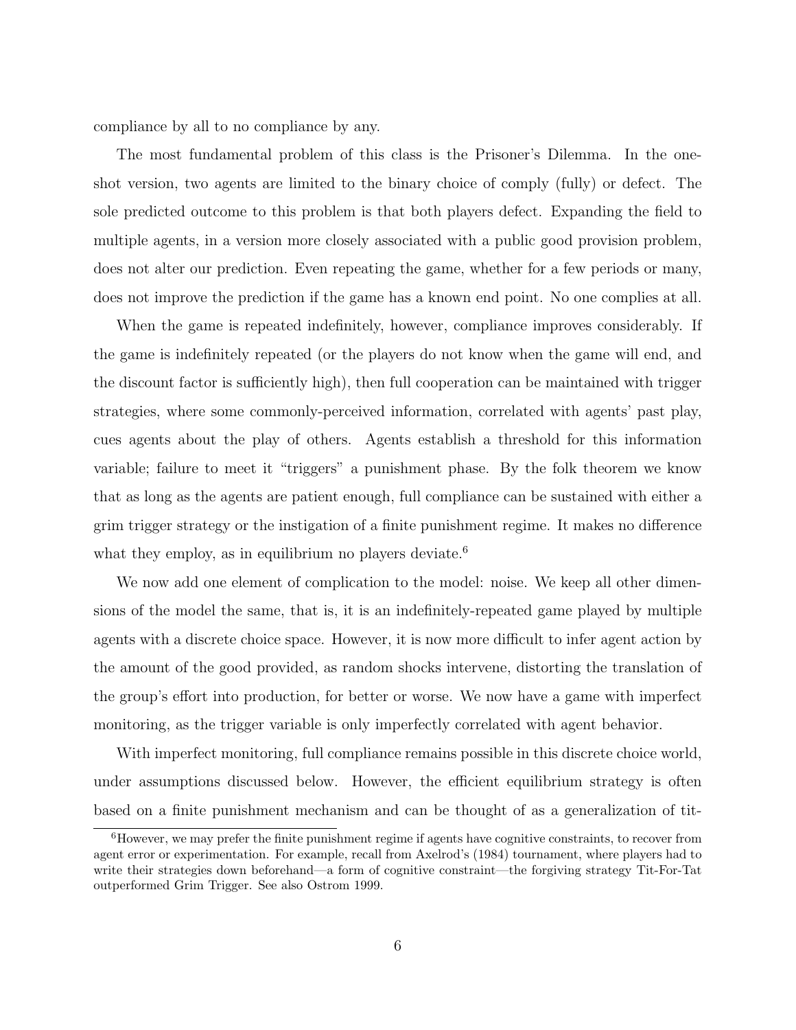compliance by all to no compliance by any.

The most fundamental problem of this class is the Prisoner's Dilemma. In the one-shot version, two agents are limited to the binary choice of comply (fully) or defect. The sole predicted outcome to this problem is that both players defect. Expanding the field to multiple agents, in a version more closely associated with a public good provision problem, does not alter our prediction. Even repeating the game, whether for a few periods or many, does not improve the prediction if the game has a known end point. No one complies at all.

When the game is repeated indefinitely, however, compliance improves considerably. If the game is indefinitely repeated (or the players do not know when the game will end, and the discount factor is sufficiently high), then full cooperation can be maintained with trigger strategies, where some commonly-perceived information, correlated with agents' past play, cues agents about the play of others. Agents establish a threshold for this information variable; failure to meet it "triggers" a punishment phase. By the folk theorem we know that as long as the agents are patient enough, full compliance can be sustained with either a grim trigger strategy or the instigation of a finite punishment regime. It makes no difference what they employ, as in equilibrium no players deviate.[6]

We now add one element of complication to the model: noise. We keep all other dimensions of the model the same, that is, it is an indefinitely-repeated game played by multiple agents with a discrete choice space. However, it is now more difficult to infer agent action by the amount of the good provided, as random shocks intervene, distorting the translation of the group's effort into production, for better or worse. We now have a game with imperfect monitoring, as the trigger variable is only imperfectly correlated with agent behavior.

With imperfect monitoring, full compliance remains possible in this discrete choice world, under assumptions discussed below. However, the efficient equilibrium strategy is often based on a finite punishment mechanism and can be thought of as a generalization of tit-

[6]However, we may prefer the finite punishment regime if agents have cognitive constraints, to recover from agent error or experimentation. For example, recall from Axelrod's (1984) tournament, where players had to write their strategies down beforehand—a form of cognitive constraint—the forgiving strategy Tit-For-Tat outperformed Grim Trigger. See also Ostrom 1999.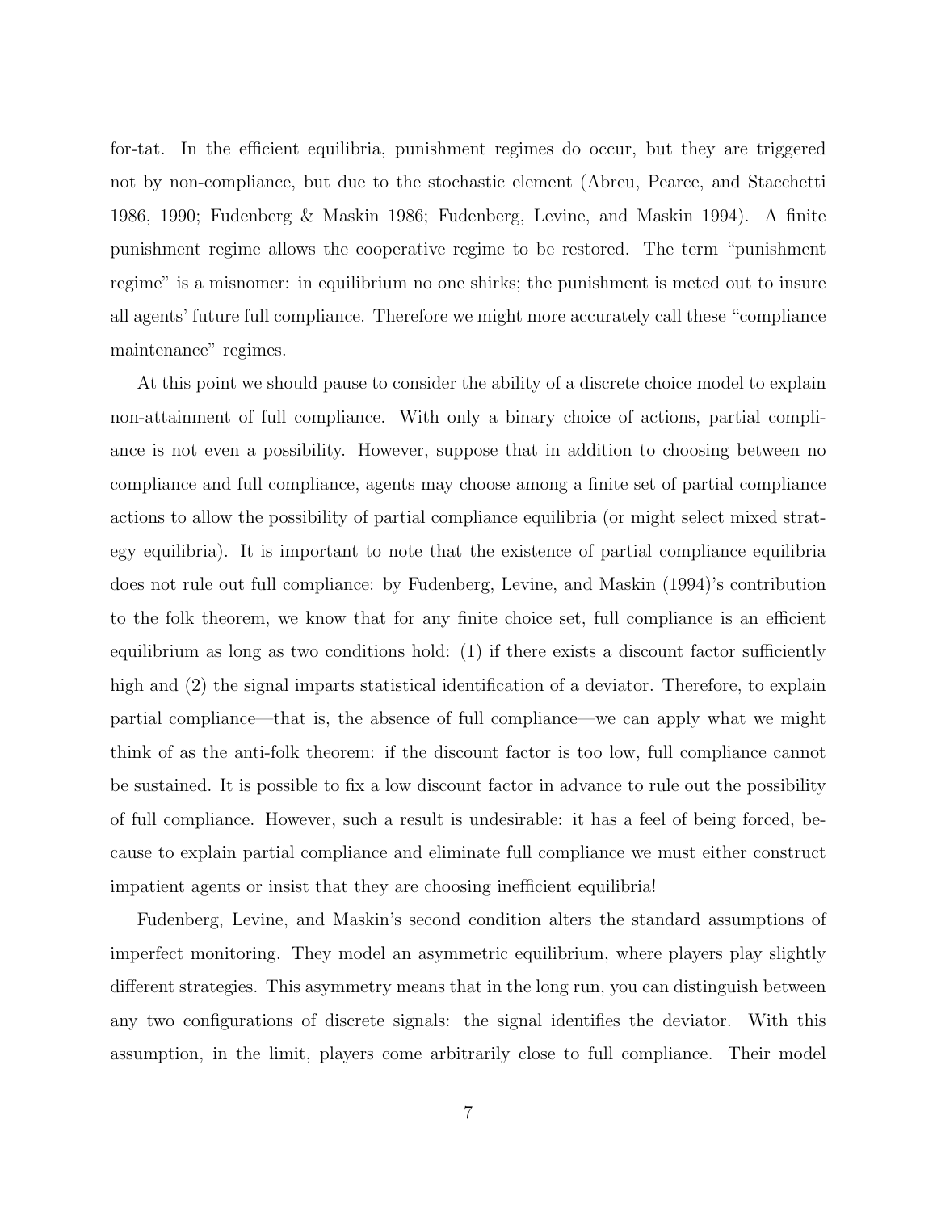for-tat. In the efficient equilibria, punishment regimes do occur, but they are triggered not by non-compliance, but due to the stochastic element (Abreu, Pearce, and Stacchetti 1986, 1990; Fudenberg & Maskin 1986; Fudenberg, Levine, and Maskin 1994). A finite punishment regime allows the cooperative regime to be restored. The term "punishment regime" is a misnomer: in equilibrium no one shirks; the punishment is meted out to insure all agents' future full compliance. Therefore we might more accurately call these "compliance maintenance" regimes.

At this point we should pause to consider the ability of a discrete choice model to explain non-attainment of full compliance. With only a binary choice of actions, partial compliance is not even a possibility. However, suppose that in addition to choosing between no compliance and full compliance, agents may choose among a finite set of partial compliance actions to allow the possibility of partial compliance equilibria (or might select mixed strategy equilibria). It is important to note that the existence of partial compliance equilibria does not rule out full compliance: by Fudenberg, Levine, and Maskin (1994)'s contribution to the folk theorem, we know that for any finite choice set, full compliance is an efficient equilibrium as long as two conditions hold: (1) if there exists a discount factor sufficiently high and (2) the signal imparts statistical identification of a deviator. Therefore, to explain partial compliance—that is, the absence of full compliance—we can apply what we might think of as the anti-folk theorem: if the discount factor is too low, full compliance cannot be sustained. It is possible to fix a low discount factor in advance to rule out the possibility of full compliance. However, such a result is undesirable: it has a feel of being forced, because to explain partial compliance and eliminate full compliance we must either construct impatient agents or insist that they are choosing inefficient equilibria!

Fudenberg, Levine, and Maskin's second condition alters the standard assumptions of imperfect monitoring. They model an asymmetric equilibrium, where players play slightly different strategies. This asymmetry means that in the long run, you can distinguish between any two configurations of discrete signals: the signal identifies the deviator. With this assumption, in the limit, players come arbitrarily close to full compliance. Their model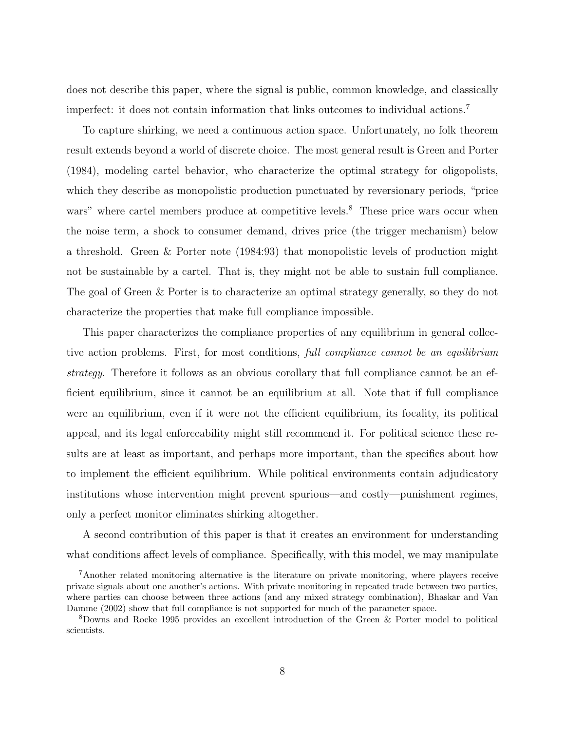does not describe this paper, where the signal is public, common knowledge, and classically imperfect: it does not contain information that links outcomes to individual actions.[7]

To capture shirking, we need a continuous action space. Unfortunately, no folk theorem result extends beyond a world of discrete choice. The most general result is Green and Porter (1984), modeling cartel behavior, who characterize the optimal strategy for oligopolists, which they describe as monopolistic production punctuated by reversionary periods, "price wars" where cartel members produce at competitive levels.[8] These price wars occur when the noise term, a shock to consumer demand, drives price (the trigger mechanism) below a threshold. Green & Porter note (1984:93) that monopolistic levels of production might not be sustainable by a cartel. That is, they might not be able to sustain full compliance. The goal of Green & Porter is to characterize an optimal strategy generally, so they do not characterize the properties that make full compliance impossible.

This paper characterizes the compliance properties of any equilibrium in general collective action problems. First, for most conditions, *full compliance cannot be an equilibrium strategy*. Therefore it follows as an obvious corollary that full compliance cannot be an efficient equilibrium, since it cannot be an equilibrium at all. Note that if full compliance were an equilibrium, even if it were not the efficient equilibrium, its focality, its political appeal, and its legal enforceability might still recommend it. For political science these results are at least as important, and perhaps more important, than the specifics about how to implement the efficient equilibrium. While political environments contain adjudicatory institutions whose intervention might prevent spurious—and costly—punishment regimes, only a perfect monitor eliminates shirking altogether.

A second contribution of this paper is that it creates an environment for understanding what conditions affect levels of compliance. Specifically, with this model, we may manipulate

[7] Another related monitoring alternative is the literature on private monitoring, where players receive private signals about one another's actions. With private monitoring in repeated trade between two parties, where parties can choose between three actions (and any mixed strategy combination), Bhaskar and Van Damme (2002) show that full compliance is not supported for much of the parameter space.

[8] Downs and Rocke 1995 provides an excellent introduction of the Green & Porter model to political scientists.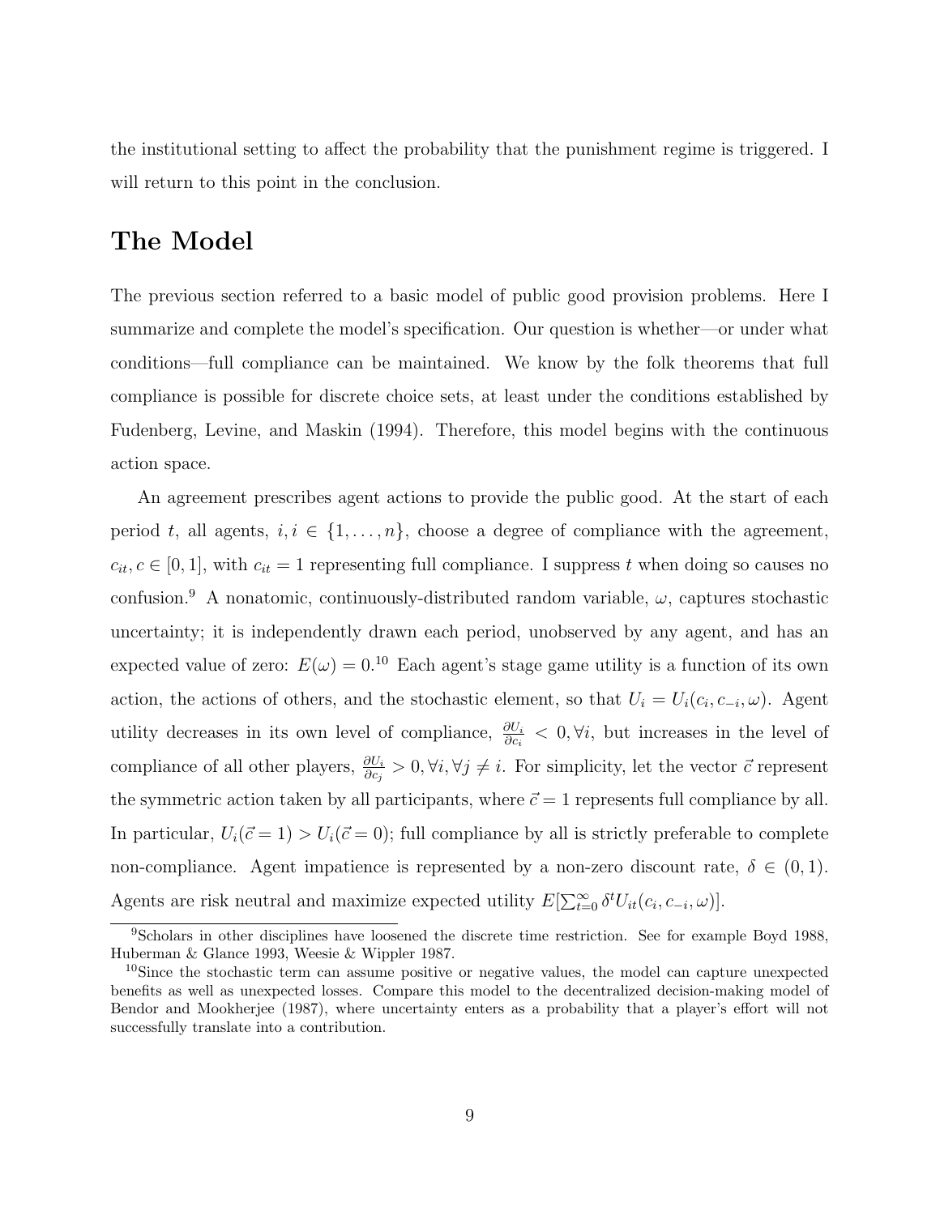the institutional setting to affect the probability that the punishment regime is triggered. I will return to this point in the conclusion.

## The Model

The previous section referred to a basic model of public good provision problems. Here I summarize and complete the model's specification. Our question is whether—or under what conditions—full compliance can be maintained. We know by the folk theorems that full compliance is possible for discrete choice sets, at least under the conditions established by Fudenberg, Levine, and Maskin (1994). Therefore, this model begins with the continuous action space.

An agreement prescribes agent actions to provide the public good. At the start of each period $t$, all agents, $i, i \in \{1, \ldots, n\}$, choose a degree of compliance with the agreement, $c_{it}, c \in [0, 1]$, with $c_{it} = 1$ representing full compliance. I suppress $t$ when doing so causes no confusion.[9] A nonatomic, continuously-distributed random variable, $\omega$, captures stochastic uncertainty; it is independently drawn each period, unobserved by any agent, and has an expected value of zero: $E(\omega) = 0$.[10] Each agent's stage game utility is a function of its own action, the actions of others, and the stochastic element, so that $U_i = U_i(c_i, c_{-i}, \omega)$. Agent utility decreases in its own level of compliance, $\frac{\partial U_i}{\partial c_i} < 0, \forall i$, but increases in the level of compliance of all other players, $\frac{\partial U_i}{\partial c_j} > 0, \forall i, \forall j \neq i$. For simplicity, let the vector $\vec{c}$ represent the symmetric action taken by all participants, where $\vec{c} = 1$ represents full compliance by all. In particular, $U_i(\vec{c} = 1) > U_i(\vec{c} = 0)$; full compliance by all is strictly preferable to complete non-compliance. Agent impatience is represented by a non-zero discount rate, $\delta \in (0, 1)$. Agents are risk neutral and maximize expected utility $E[\sum_{t=0}^{\infty} \delta^t U_{it}(c_i, c_{-i}, \omega)]$.

---

[9] Scholars in other disciplines have loosened the discrete time restriction. See for example Boyd 1988, Huberman & Glance 1993, Weesie & Wippler 1987.

[10] Since the stochastic term can assume positive or negative values, the model can capture unexpected benefits as well as unexpected losses. Compare this model to the decentralized decision-making model of Bendor and Mookherjee (1987), where uncertainty enters as a probability that a player's effort will not successfully translate into a contribution.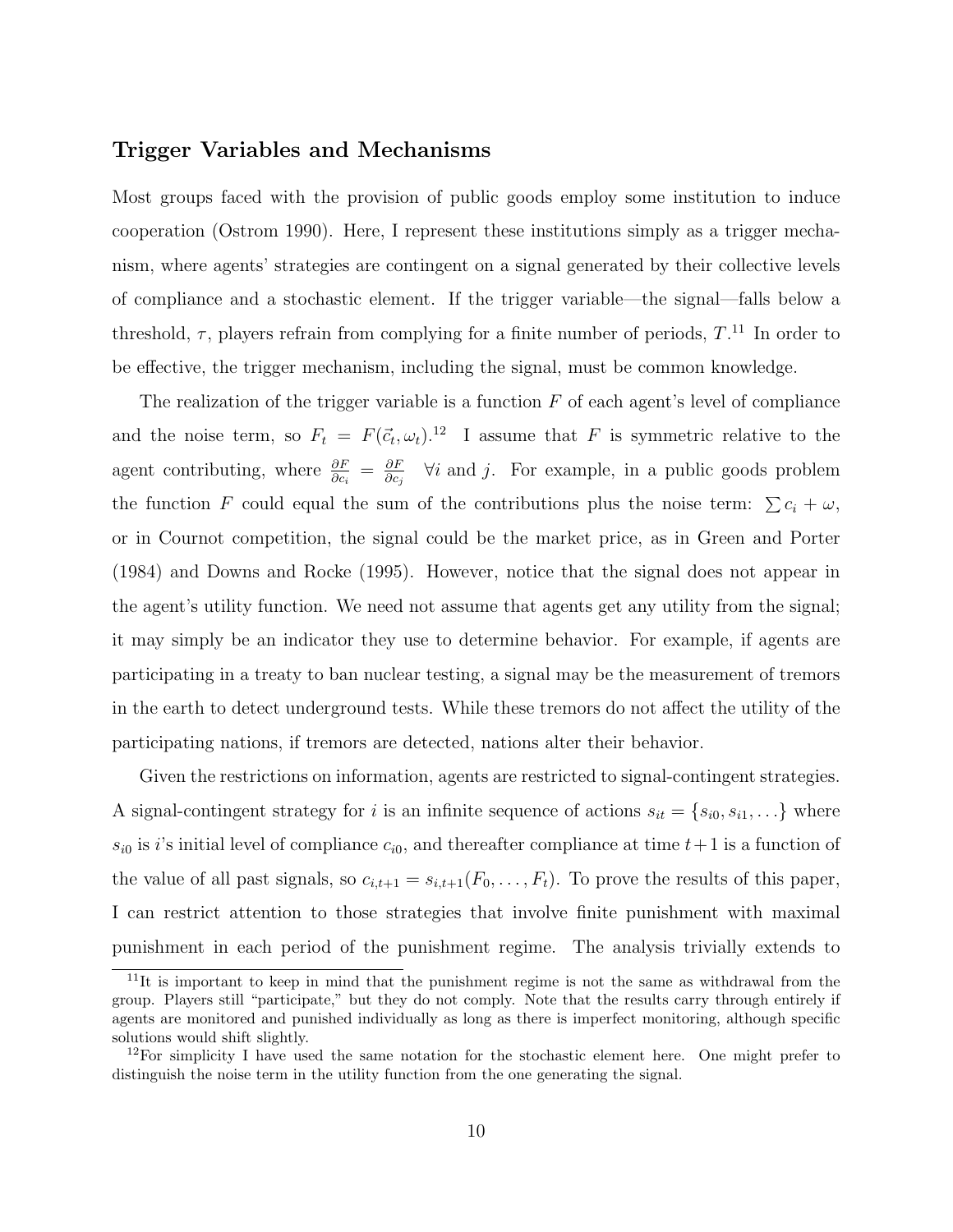### Trigger Variables and Mechanisms

Most groups faced with the provision of public goods employ some institution to induce cooperation (Ostrom 1990). Here, I represent these institutions simply as a trigger mechanism, where agents' strategies are contingent on a signal generated by their collective levels of compliance and a stochastic element. If the trigger variable—the signal—falls below a threshold, $\tau$, players refrain from complying for a finite number of periods, $T$.[11] In order to be effective, the trigger mechanism, including the signal, must be common knowledge.

The realization of the trigger variable is a function $F$ of each agent's level of compliance and the noise term, so $F_t = F(\vec{c}_t, \omega_t)$.[12] I assume that $F$ is symmetric relative to the agent contributing, where $\frac{\partial F}{\partial c_i} = \frac{\partial F}{\partial c_j} \quad \forall i$ and $j$. For example, in a public goods problem the function $F$ could equal the sum of the contributions plus the noise term: $\sum c_i + \omega$, or in Cournot competition, the signal could be the market price, as in Green and Porter (1984) and Downs and Rocke (1995). However, notice that the signal does not appear in the agent's utility function. We need not assume that agents get any utility from the signal; it may simply be an indicator they use to determine behavior. For example, if agents are participating in a treaty to ban nuclear testing, a signal may be the measurement of tremors in the earth to detect underground tests. While these tremors do not affect the utility of the participating nations, if tremors are detected, nations alter their behavior.

Given the restrictions on information, agents are restricted to signal-contingent strategies. A signal-contingent strategy for $i$ is an infinite sequence of actions $s_{it} = \{s_{i0}, s_{i1}, \ldots\}$ where $s_{i0}$ is $i$'s initial level of compliance $c_{i0}$, and thereafter compliance at time $t+1$ is a function of the value of all past signals, so $c_{i,t+1} = s_{i,t+1}(F_0, \ldots, F_t)$. To prove the results of this paper, I can restrict attention to those strategies that involve finite punishment with maximal punishment in each period of the punishment regime. The analysis trivially extends to

[11] It is important to keep in mind that the punishment regime is not the same as withdrawal from the group. Players still "participate," but they do not comply. Note that the results carry through entirely if agents are monitored and punished individually as long as there is imperfect monitoring, although specific solutions would shift slightly.

[12] For simplicity I have used the same notation for the stochastic element here. One might prefer to distinguish the noise term in the utility function from the one generating the signal.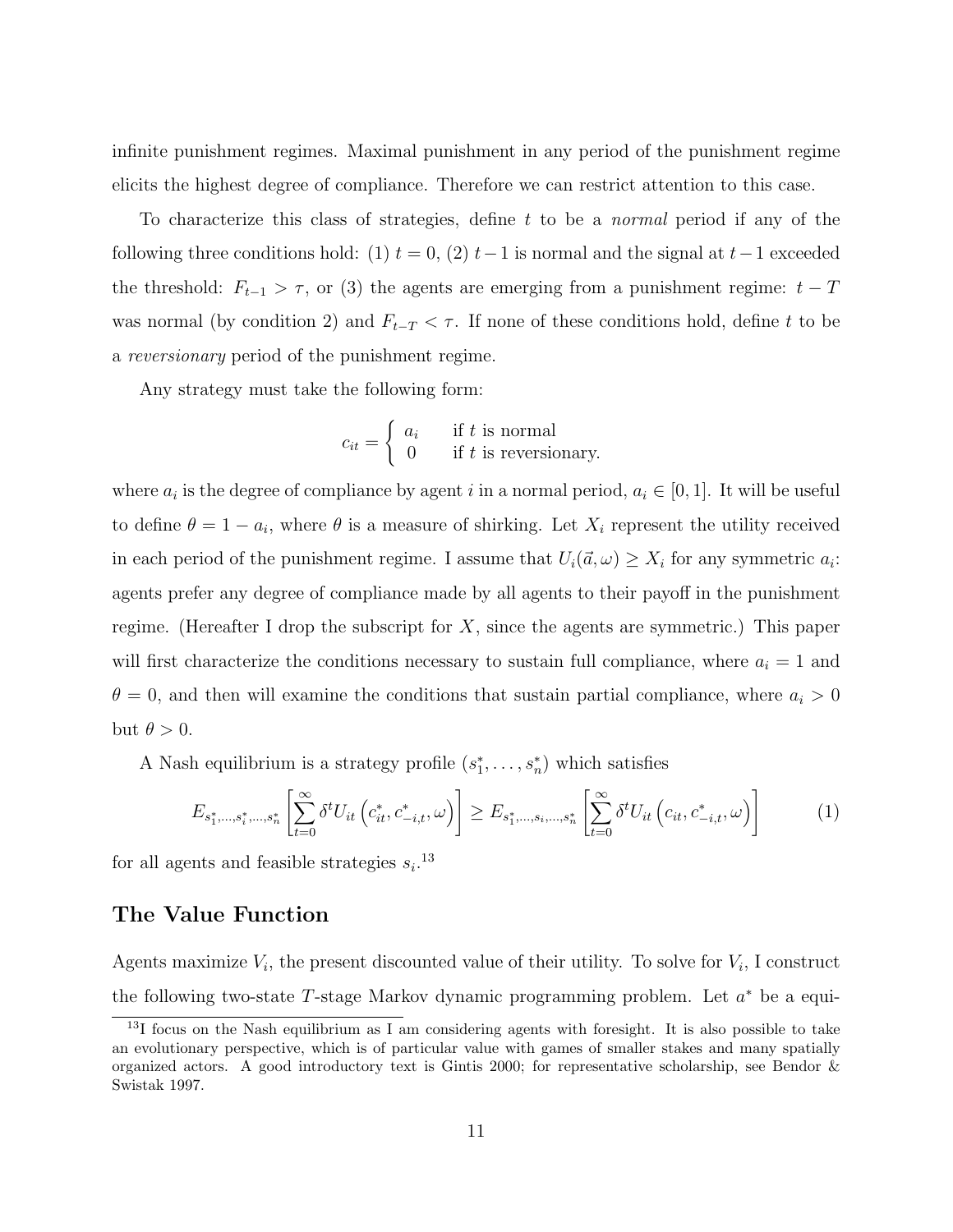infinite punishment regimes. Maximal punishment in any period of the punishment regime elicits the highest degree of compliance. Therefore we can restrict attention to this case.

To characterize this class of strategies, define $t$ to be a *normal* period if any of the following three conditions hold: (1) $t = 0$, (2) $t-1$ is normal and the signal at $t-1$ exceeded the threshold: $F_{t-1} > \tau$, or (3) the agents are emerging from a punishment regime: $t - T$ was normal (by condition 2) and $F_{t-T} < \tau$. If none of these conditions hold, define $t$ to be a *reversionary* period of the punishment regime.

Any strategy must take the following form:

$$c_{it} = \begin{cases} a_i & \text{if } t \text{ is normal} \\ 0 & \text{if } t \text{ is reversionary.} \end{cases}$$

where $a_i$ is the degree of compliance by agent $i$ in a normal period, $a_i \in [0, 1]$. It will be useful to define $\theta = 1 - a_i$, where $\theta$ is a measure of shirking. Let $X_i$ represent the utility received in each period of the punishment regime. I assume that $U_i(\vec{a}, \omega) \geq X_i$ for any symmetric $a_i$: agents prefer any degree of compliance made by all agents to their payoff in the punishment regime. (Hereafter I drop the subscript for $X$, since the agents are symmetric.) This paper will first characterize the conditions necessary to sustain full compliance, where $a_i = 1$ and $\theta = 0$, and then will examine the conditions that sustain partial compliance, where $a_i > 0$ but $\theta > 0$.

A Nash equilibrium is a strategy profile $(s_1^*, \ldots, s_n^*)$ which satisfies

$$E_{s_1^*,\ldots,s_i^*,\ldots,s_n^*}\left[\sum_{t=0}^{\infty} \delta^t U_{it}\left(c_{it}^*, c_{-i,t}^*, \omega\right)\right] \geq E_{s_1^*,\ldots,s_i,\ldots,s_n^*}\left[\sum_{t=0}^{\infty} \delta^t U_{it}\left(c_{it}, c_{-i,t}^*, \omega\right)\right] \tag{1}$$

for all agents and feasible strategies $s_i$.[13]

## The Value Function

Agents maximize $V_i$, the present discounted value of their utility. To solve for $V_i$, I construct the following two-state $T$-stage Markov dynamic programming problem. Let $a^*$ be a equi-

[13] I focus on the Nash equilibrium as I am considering agents with foresight. It is also possible to take an evolutionary perspective, which is of particular value with games of smaller stakes and many spatially organized actors. A good introductory text is Gintis 2000; for representative scholarship, see Bendor & Swistak 1997.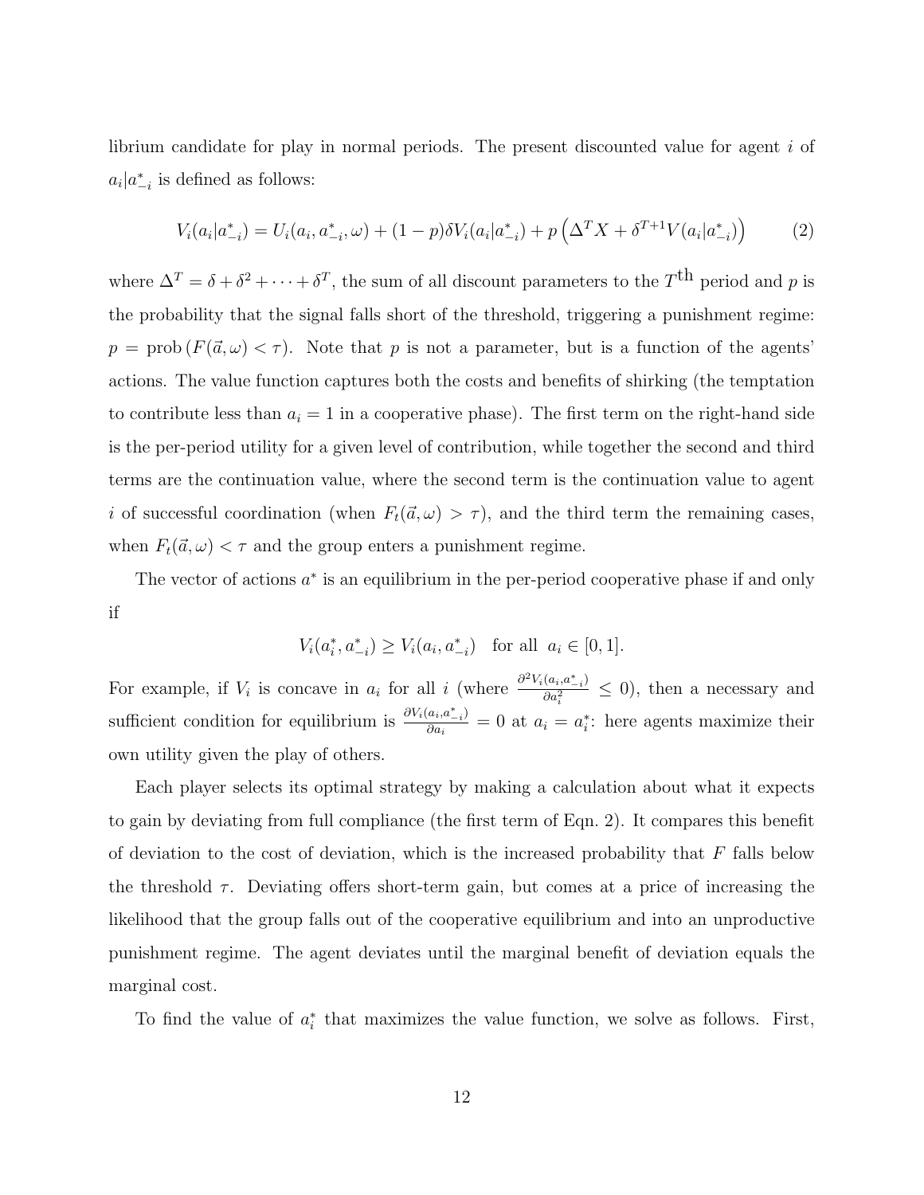librium candidate for play in normal periods. The present discounted value for agent $i$ of $a_i|a^*_{-i}$ is defined as follows:

$$V_i(a_i|a^*_{-i}) = U_i(a_i, a^*_{-i}, \omega) + (1-p)\delta V_i(a_i|a^*_{-i}) + p\left(\Delta^T X + \delta^{T+1} V(a_i|a^*_{-i})\right) \tag{2}$$

where $\Delta^T = \delta + \delta^2 + \cdots + \delta^T$, the sum of all discount parameters to the $T^{\text{th}}$ period and $p$ is the probability that the signal falls short of the threshold, triggering a punishment regime: $p = \text{prob}\left(F(\vec{a}, \omega) < \tau\right)$. Note that $p$ is not a parameter, but is a function of the agents' actions. The value function captures both the costs and benefits of shirking (the temptation to contribute less than $a_i = 1$ in a cooperative phase). The first term on the right-hand side is the per-period utility for a given level of contribution, while together the second and third terms are the continuation value, where the second term is the continuation value to agent $i$ of successful coordination (when $F_t(\vec{a}, \omega) > \tau$), and the third term the remaining cases, when $F_t(\vec{a}, \omega) < \tau$ and the group enters a punishment regime.

The vector of actions $a^*$ is an equilibrium in the per-period cooperative phase if and only if

$$V_i(a^*_i, a^*_{-i}) \geq V_i(a_i, a^*_{-i}) \quad \text{for all} \;\; a_i \in [0, 1].$$

For example, if $V_i$ is concave in $a_i$ for all $i$ (where $\frac{\partial^2 V_i(a_i, a^*_{-i})}{\partial a_i^2} \leq 0$), then a necessary and sufficient condition for equilibrium is $\frac{\partial V_i(a_i, a^*_{-i})}{\partial a_i} = 0$ at $a_i = a^*_i$: here agents maximize their own utility given the play of others.

Each player selects its optimal strategy by making a calculation about what it expects to gain by deviating from full compliance (the first term of Eqn. 2). It compares this benefit of deviation to the cost of deviation, which is the increased probability that $F$ falls below the threshold $\tau$. Deviating offers short-term gain, but comes at a price of increasing the likelihood that the group falls out of the cooperative equilibrium and into an unproductive punishment regime. The agent deviates until the marginal benefit of deviation equals the marginal cost.

To find the value of $a^*_i$ that maximizes the value function, we solve as follows. First,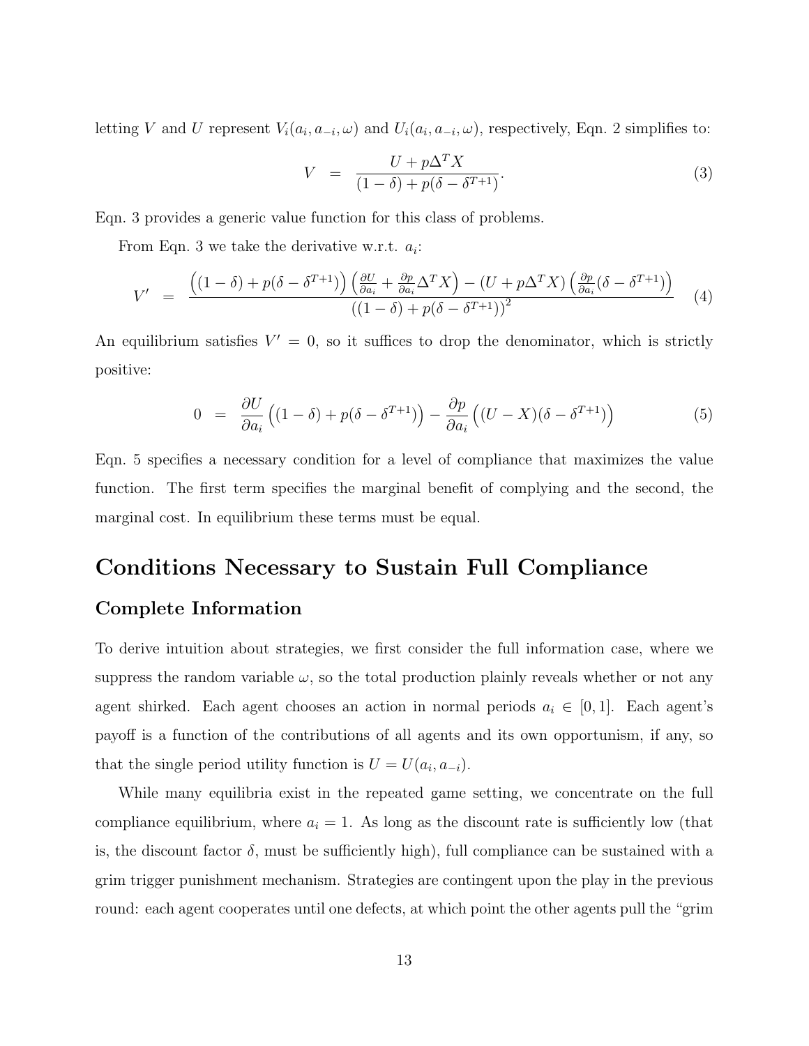letting $V$ and $U$ represent $V_i(a_i, a_{-i}, \omega)$ and $U_i(a_i, a_{-i}, \omega)$, respectively, Eqn. 2 simplifies to:

$$V = \frac{U + p\Delta^T X}{(1-\delta) + p(\delta - \delta^{T+1})}. \tag{3}$$

Eqn. 3 provides a generic value function for this class of problems.

From Eqn. 3 we take the derivative w.r.t. $a_i$:

$$V' = \frac{\left((1-\delta) + p(\delta - \delta^{T+1})\right)\left(\frac{\partial U}{\partial a_i} + \frac{\partial p}{\partial a_i}\Delta^T X\right) - (U + p\Delta^T X)\left(\frac{\partial p}{\partial a_i}(\delta - \delta^{T+1})\right)}{\left((1-\delta) + p(\delta - \delta^{T+1})\right)^2} \tag{4}$$

An equilibrium satisfies $V' = 0$, so it suffices to drop the denominator, which is strictly positive:

$$0 = \frac{\partial U}{\partial a_i}\left((1-\delta) + p(\delta - \delta^{T+1})\right) - \frac{\partial p}{\partial a_i}\left((U - X)(\delta - \delta^{T+1})\right) \tag{5}$$

Eqn. 5 specifies a necessary condition for a level of compliance that maximizes the value function. The first term specifies the marginal benefit of complying and the second, the marginal cost. In equilibrium these terms must be equal.

## Conditions Necessary to Sustain Full Compliance

### Complete Information

To derive intuition about strategies, we first consider the full information case, where we suppress the random variable $\omega$, so the total production plainly reveals whether or not any agent shirked. Each agent chooses an action in normal periods $a_i \in [0, 1]$. Each agent's payoff is a function of the contributions of all agents and its own opportunism, if any, so that the single period utility function is $U = U(a_i, a_{-i})$.

While many equilibria exist in the repeated game setting, we concentrate on the full compliance equilibrium, where $a_i = 1$. As long as the discount rate is sufficiently low (that is, the discount factor $\delta$, must be sufficiently high), full compliance can be sustained with a grim trigger punishment mechanism. Strategies are contingent upon the play in the previous round: each agent cooperates until one defects, at which point the other agents pull the "grim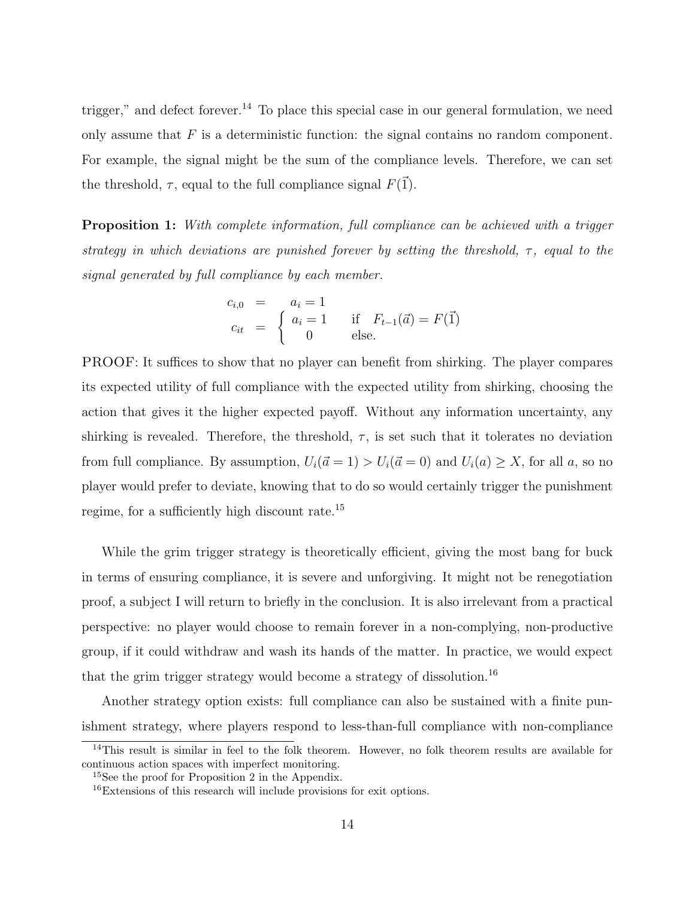trigger," and defect forever.[14] To place this special case in our general formulation, we need only assume that $F$ is a deterministic function: the signal contains no random component. For example, the signal might be the sum of the compliance levels. Therefore, we can set the threshold, $\tau$, equal to the full compliance signal $F(\vec{1})$.

**Proposition 1:** *With complete information, full compliance can be achieved with a trigger strategy in which deviations are punished forever by setting the threshold, $\tau$, equal to the signal generated by full compliance by each member.*

$$
\begin{aligned}
c_{i,0} &= \quad a_i = 1 \\
c_{it} &= \begin{cases} a_i = 1 & \text{if} \quad F_{t-1}(\vec{a}) = F(\vec{1}) \\ 0 & \text{else.} \end{cases}
\end{aligned}
$$

PROOF: It suffices to show that no player can benefit from shirking. The player compares its expected utility of full compliance with the expected utility from shirking, choosing the action that gives it the higher expected payoff. Without any information uncertainty, any shirking is revealed. Therefore, the threshold, $\tau$, is set such that it tolerates no deviation from full compliance. By assumption, $U_i(\vec{a} = 1) > U_i(\vec{a} = 0)$ and $U_i(a) \geq X$, for all $a$, so no player would prefer to deviate, knowing that to do so would certainly trigger the punishment regime, for a sufficiently high discount rate.[15]

While the grim trigger strategy is theoretically efficient, giving the most bang for buck in terms of ensuring compliance, it is severe and unforgiving. It might not be renegotiation proof, a subject I will return to briefly in the conclusion. It is also irrelevant from a practical perspective: no player would choose to remain forever in a non-complying, non-productive group, if it could withdraw and wash its hands of the matter. In practice, we would expect that the grim trigger strategy would become a strategy of dissolution.[16]

Another strategy option exists: full compliance can also be sustained with a finite punishment strategy, where players respond to less-than-full compliance with non-compliance

[14] This result is similar in feel to the folk theorem. However, no folk theorem results are available for continuous action spaces with imperfect monitoring.

[15] See the proof for Proposition 2 in the Appendix.

[16] Extensions of this research will include provisions for exit options.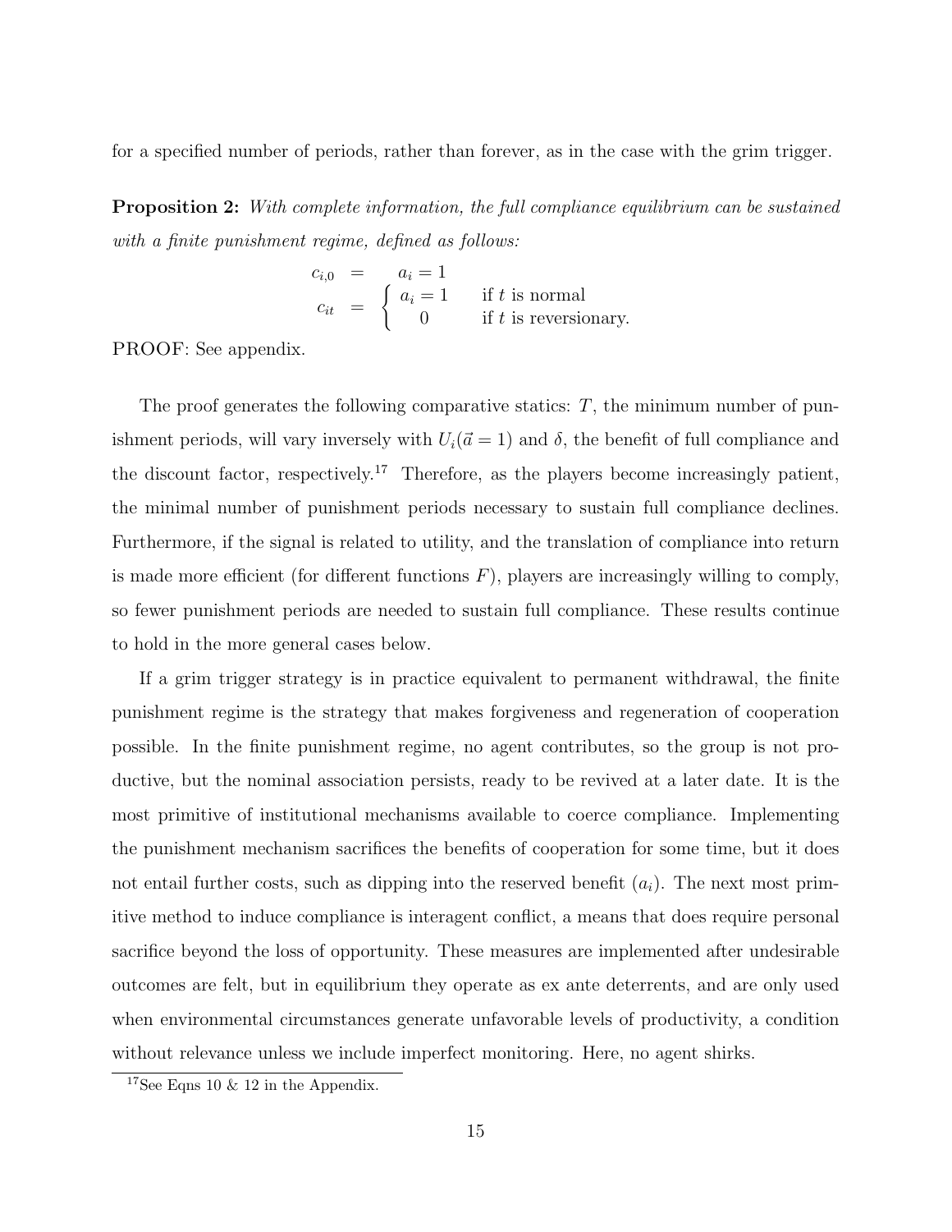for a specified number of periods, rather than forever, as in the case with the grim trigger.

**Proposition 2:** *With complete information, the full compliance equilibrium can be sustained with a finite punishment regime, defined as follows:*

$$
\begin{aligned}
c_{i,0} &= \quad a_i = 1 \\
c_{it} &= \begin{cases} a_i = 1 & \text{if } t \text{ is normal} \\ \quad 0 & \text{if } t \text{ is reversionary.} \end{cases}
\end{aligned}
$$

PROOF: See appendix.

The proof generates the following comparative statics: $T$, the minimum number of punishment periods, will vary inversely with $U_i(\vec{a} = 1)$ and $\delta$, the benefit of full compliance and the discount factor, respectively.[17] Therefore, as the players become increasingly patient, the minimal number of punishment periods necessary to sustain full compliance declines. Furthermore, if the signal is related to utility, and the translation of compliance into return is made more efficient (for different functions $F$), players are increasingly willing to comply, so fewer punishment periods are needed to sustain full compliance. These results continue to hold in the more general cases below.

If a grim trigger strategy is in practice equivalent to permanent withdrawal, the finite punishment regime is the strategy that makes forgiveness and regeneration of cooperation possible. In the finite punishment regime, no agent contributes, so the group is not productive, but the nominal association persists, ready to be revived at a later date. It is the most primitive of institutional mechanisms available to coerce compliance. Implementing the punishment mechanism sacrifices the benefits of cooperation for some time, but it does not entail further costs, such as dipping into the reserved benefit ($a_i$). The next most primitive method to induce compliance is interagent conflict, a means that does require personal sacrifice beyond the loss of opportunity. These measures are implemented after undesirable outcomes are felt, but in equilibrium they operate as ex ante deterrents, and are only used when environmental circumstances generate unfavorable levels of productivity, a condition without relevance unless we include imperfect monitoring. Here, no agent shirks.

[17] See Eqns 10 & 12 in the Appendix.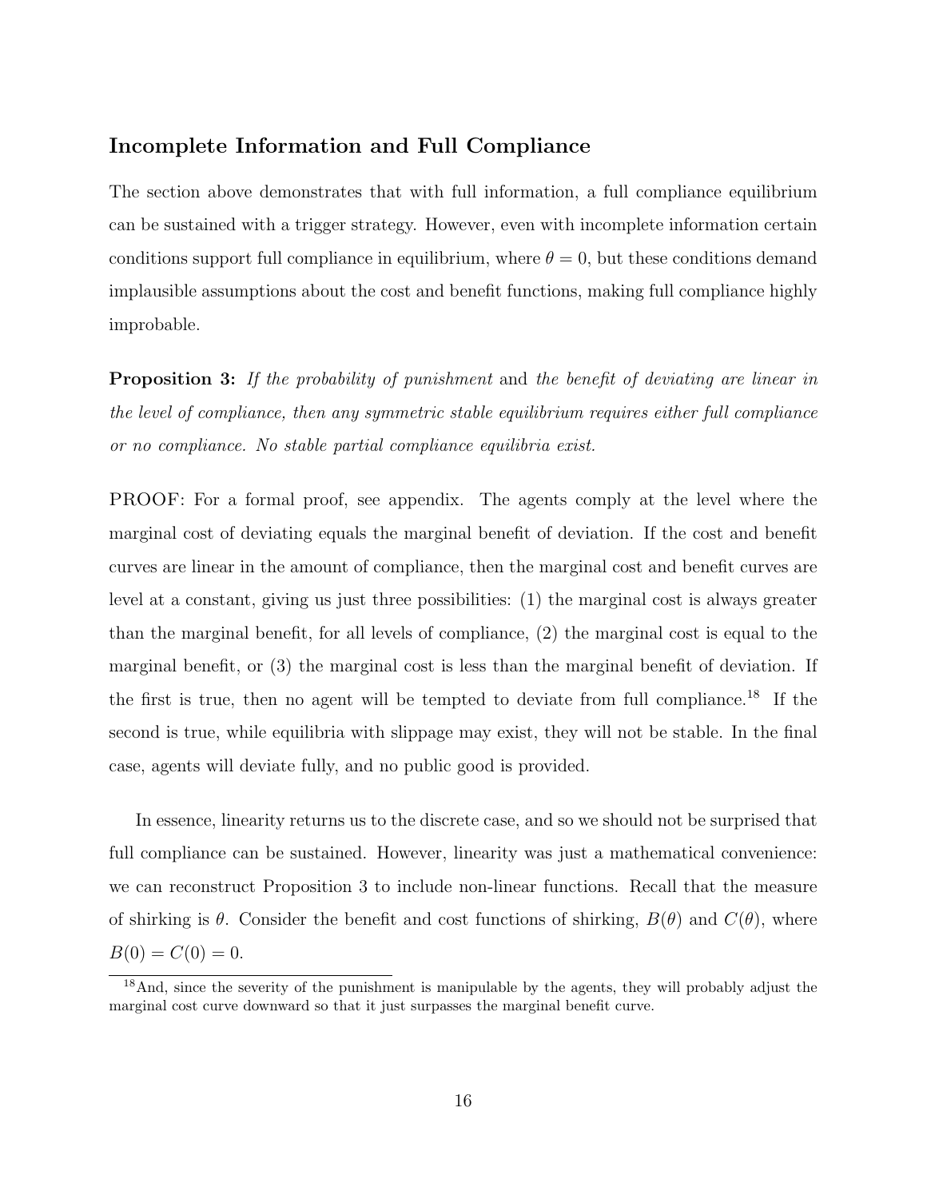### Incomplete Information and Full Compliance

The section above demonstrates that with full information, a full compliance equilibrium can be sustained with a trigger strategy. However, even with incomplete information certain conditions support full compliance in equilibrium, where $\theta = 0$, but these conditions demand implausible assumptions about the cost and benefit functions, making full compliance highly improbable.

**Proposition 3:** *If the probability of punishment* and *the benefit of deviating are linear in the level of compliance, then any symmetric stable equilibrium requires either full compliance or no compliance. No stable partial compliance equilibria exist.*

PROOF: For a formal proof, see appendix. The agents comply at the level where the marginal cost of deviating equals the marginal benefit of deviation. If the cost and benefit curves are linear in the amount of compliance, then the marginal cost and benefit curves are level at a constant, giving us just three possibilities: (1) the marginal cost is always greater than the marginal benefit, for all levels of compliance, (2) the marginal cost is equal to the marginal benefit, or (3) the marginal cost is less than the marginal benefit of deviation. If the first is true, then no agent will be tempted to deviate from full compliance.[18] If the second is true, while equilibria with slippage may exist, they will not be stable. In the final case, agents will deviate fully, and no public good is provided.

In essence, linearity returns us to the discrete case, and so we should not be surprised that full compliance can be sustained. However, linearity was just a mathematical convenience: we can reconstruct Proposition 3 to include non-linear functions. Recall that the measure of shirking is $\theta$. Consider the benefit and cost functions of shirking, $B(\theta)$ and $C(\theta)$, where $B(0) = C(0) = 0$.

[18] And, since the severity of the punishment is manipulable by the agents, they will probably adjust the marginal cost curve downward so that it just surpasses the marginal benefit curve.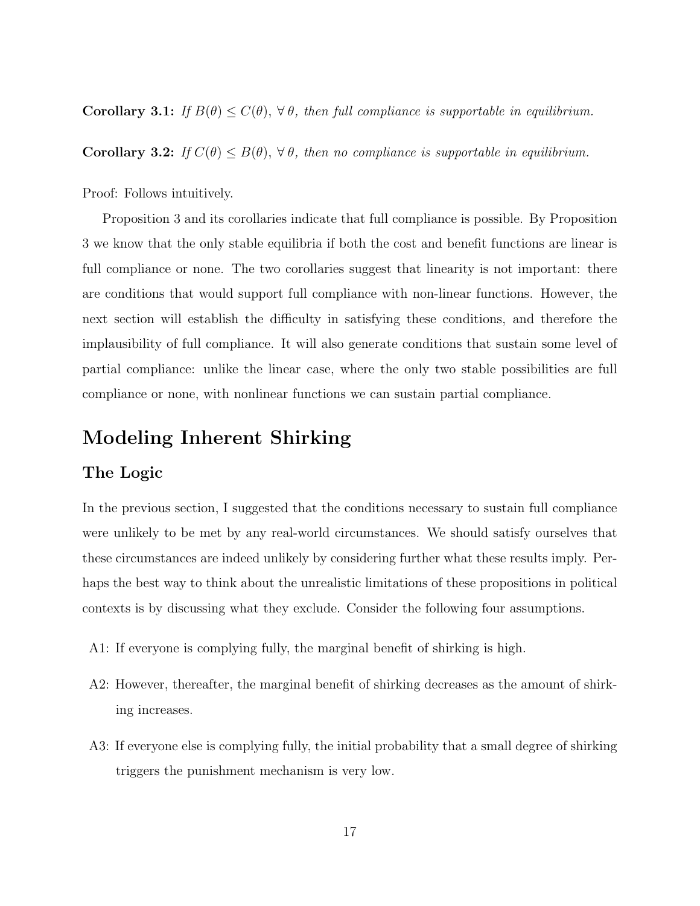**Corollary 3.1:** *If $B(\theta) \leq C(\theta)$, $\forall\, \theta$, then full compliance is supportable in equilibrium.*

**Corollary 3.2:** *If $C(\theta) \leq B(\theta)$, $\forall\, \theta$, then no compliance is supportable in equilibrium.*

Proof: Follows intuitively.

Proposition 3 and its corollaries indicate that full compliance is possible. By Proposition 3 we know that the only stable equilibria if both the cost and benefit functions are linear is full compliance or none. The two corollaries suggest that linearity is not important: there are conditions that would support full compliance with non-linear functions. However, the next section will establish the difficulty in satisfying these conditions, and therefore the implausibility of full compliance. It will also generate conditions that sustain some level of partial compliance: unlike the linear case, where the only two stable possibilities are full compliance or none, with nonlinear functions we can sustain partial compliance.

# Modeling Inherent Shirking

## The Logic

In the previous section, I suggested that the conditions necessary to sustain full compliance were unlikely to be met by any real-world circumstances. We should satisfy ourselves that these circumstances are indeed unlikely by considering further what these results imply. Perhaps the best way to think about the unrealistic limitations of these propositions in political contexts is by discussing what they exclude. Consider the following four assumptions.

- A1: If everyone is complying fully, the marginal benefit of shirking is high.
- A2: However, thereafter, the marginal benefit of shirking decreases as the amount of shirking increases.
- A3: If everyone else is complying fully, the initial probability that a small degree of shirking triggers the punishment mechanism is very low.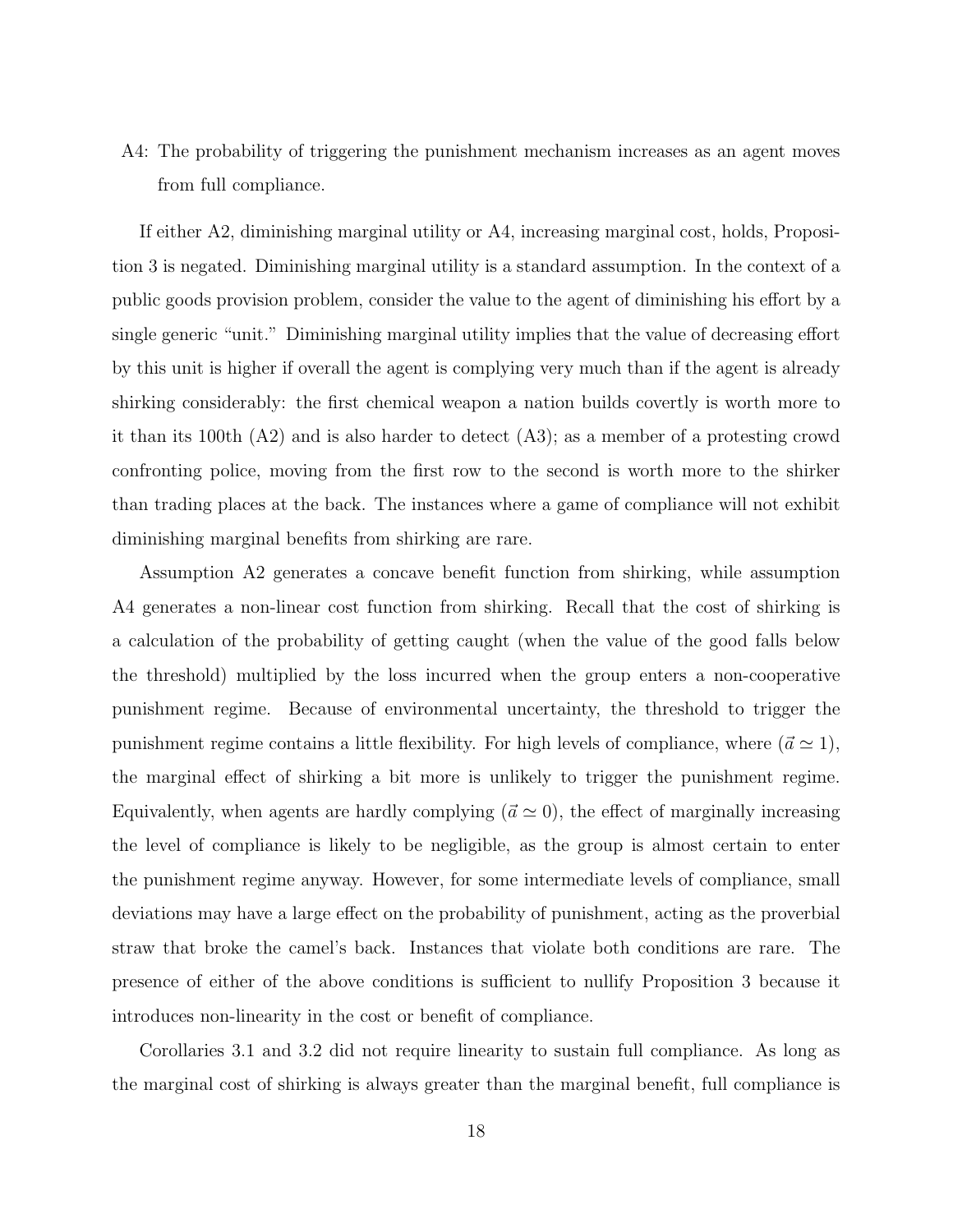A4: The probability of triggering the punishment mechanism increases as an agent moves from full compliance.

If either A2, diminishing marginal utility or A4, increasing marginal cost, holds, Proposition 3 is negated. Diminishing marginal utility is a standard assumption. In the context of a public goods provision problem, consider the value to the agent of diminishing his effort by a single generic "unit." Diminishing marginal utility implies that the value of decreasing effort by this unit is higher if overall the agent is complying very much than if the agent is already shirking considerably: the first chemical weapon a nation builds covertly is worth more to it than its 100th (A2) and is also harder to detect (A3); as a member of a protesting crowd confronting police, moving from the first row to the second is worth more to the shirker than trading places at the back. The instances where a game of compliance will not exhibit diminishing marginal benefits from shirking are rare.

Assumption A2 generates a concave benefit function from shirking, while assumption A4 generates a non-linear cost function from shirking. Recall that the cost of shirking is a calculation of the probability of getting caught (when the value of the good falls below the threshold) multiplied by the loss incurred when the group enters a non-cooperative punishment regime. Because of environmental uncertainty, the threshold to trigger the punishment regime contains a little flexibility. For high levels of compliance, where ($\vec{a} \simeq 1$), the marginal effect of shirking a bit more is unlikely to trigger the punishment regime. Equivalently, when agents are hardly complying ($\vec{a} \simeq 0$), the effect of marginally increasing the level of compliance is likely to be negligible, as the group is almost certain to enter the punishment regime anyway. However, for some intermediate levels of compliance, small deviations may have a large effect on the probability of punishment, acting as the proverbial straw that broke the camel's back. Instances that violate both conditions are rare. The presence of either of the above conditions is sufficient to nullify Proposition 3 because it introduces non-linearity in the cost or benefit of compliance.

Corollaries 3.1 and 3.2 did not require linearity to sustain full compliance. As long as the marginal cost of shirking is always greater than the marginal benefit, full compliance is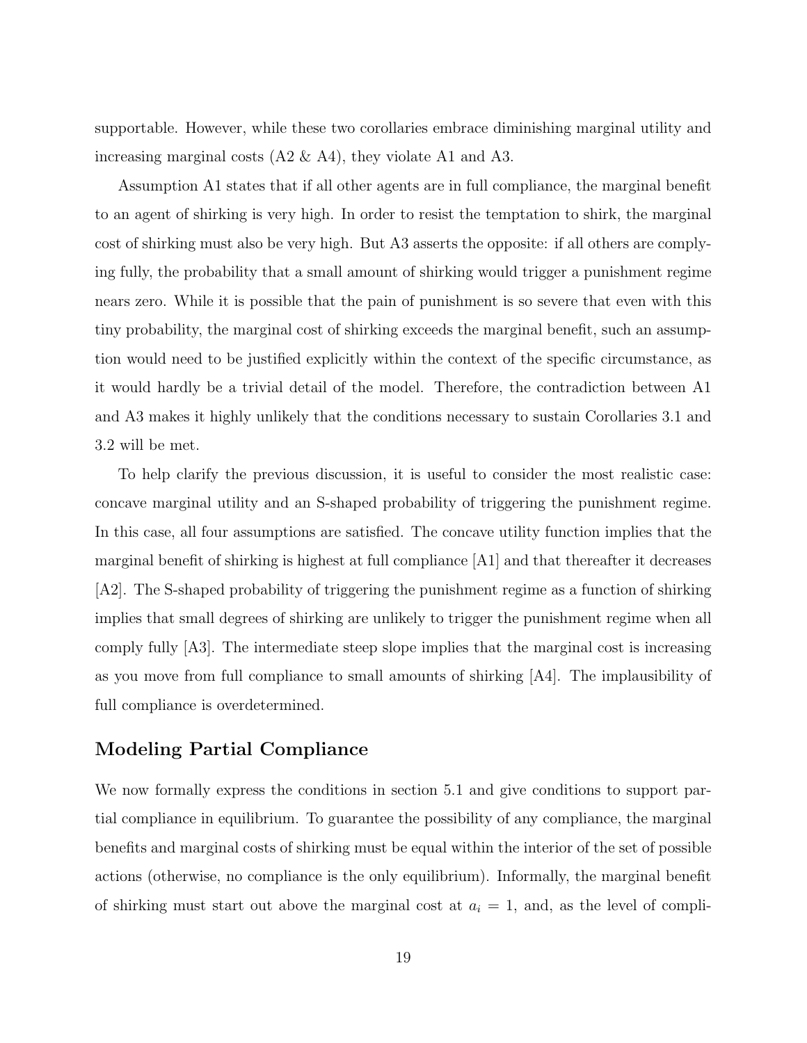supportable. However, while these two corollaries embrace diminishing marginal utility and increasing marginal costs (A2 & A4), they violate A1 and A3.

Assumption A1 states that if all other agents are in full compliance, the marginal benefit to an agent of shirking is very high. In order to resist the temptation to shirk, the marginal cost of shirking must also be very high. But A3 asserts the opposite: if all others are complying fully, the probability that a small amount of shirking would trigger a punishment regime nears zero. While it is possible that the pain of punishment is so severe that even with this tiny probability, the marginal cost of shirking exceeds the marginal benefit, such an assumption would need to be justified explicitly within the context of the specific circumstance, as it would hardly be a trivial detail of the model. Therefore, the contradiction between A1 and A3 makes it highly unlikely that the conditions necessary to sustain Corollaries 3.1 and 3.2 will be met.

To help clarify the previous discussion, it is useful to consider the most realistic case: concave marginal utility and an S-shaped probability of triggering the punishment regime. In this case, all four assumptions are satisfied. The concave utility function implies that the marginal benefit of shirking is highest at full compliance [A1] and that thereafter it decreases [A2]. The S-shaped probability of triggering the punishment regime as a function of shirking implies that small degrees of shirking are unlikely to trigger the punishment regime when all comply fully [A3]. The intermediate steep slope implies that the marginal cost is increasing as you move from full compliance to small amounts of shirking [A4]. The implausibility of full compliance is overdetermined.

## Modeling Partial Compliance

We now formally express the conditions in section 5.1 and give conditions to support partial compliance in equilibrium. To guarantee the possibility of any compliance, the marginal benefits and marginal costs of shirking must be equal within the interior of the set of possible actions (otherwise, no compliance is the only equilibrium). Informally, the marginal benefit of shirking must start out above the marginal cost at $a_i = 1$, and, as the level of compli-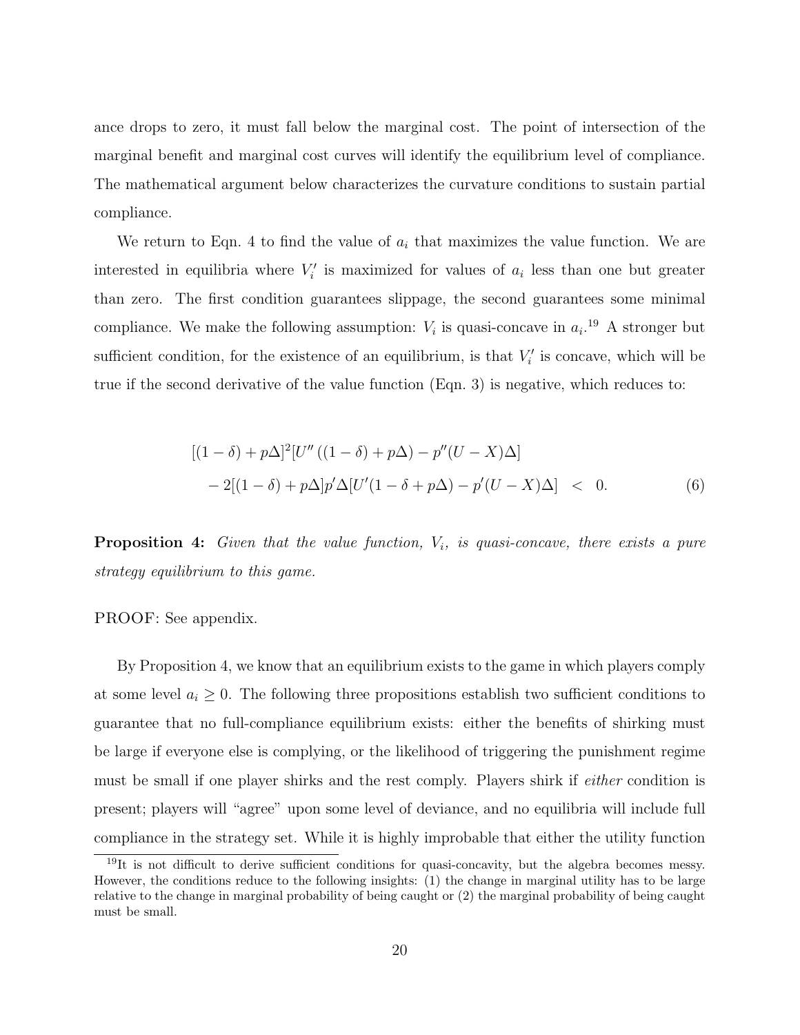ance drops to zero, it must fall below the marginal cost. The point of intersection of the marginal benefit and marginal cost curves will identify the equilibrium level of compliance. The mathematical argument below characterizes the curvature conditions to sustain partial compliance.

We return to Eqn. 4 to find the value of $a_i$ that maximizes the value function. We are interested in equilibria where $V_i'$ is maximized for values of $a_i$ less than one but greater than zero. The first condition guarantees slippage, the second guarantees some minimal compliance. We make the following assumption: $V_i$ is quasi-concave in $a_i$.[19] A stronger but sufficient condition, for the existence of an equilibrium, is that $V_i'$ is concave, which will be true if the second derivative of the value function (Eqn. 3) is negative, which reduces to:

$$
\begin{aligned}
&[(1-\delta)+p\Delta]^2[U''((1-\delta)+p\Delta)-p''(U-X)\Delta] \\
&\quad -2[(1-\delta)+p\Delta]p'\Delta[U'(1-\delta+p\Delta)-p'(U-X)\Delta] \;<\; 0. \qquad (6)
\end{aligned}
$$

**Proposition 4:** *Given that the value function, $V_i$, is quasi-concave, there exists a pure strategy equilibrium to this game.*

PROOF: See appendix.

By Proposition 4, we know that an equilibrium exists to the game in which players comply at some level $a_i \geq 0$. The following three propositions establish two sufficient conditions to guarantee that no full-compliance equilibrium exists: either the benefits of shirking must be large if everyone else is complying, or the likelihood of triggering the punishment regime must be small if one player shirks and the rest comply. Players shirk if *either* condition is present; players will "agree" upon some level of deviance, and no equilibria will include full compliance in the strategy set. While it is highly improbable that either the utility function

[19] It is not difficult to derive sufficient conditions for quasi-concavity, but the algebra becomes messy. However, the conditions reduce to the following insights: (1) the change in marginal utility has to be large relative to the change in marginal probability of being caught or (2) the marginal probability of being caught must be small.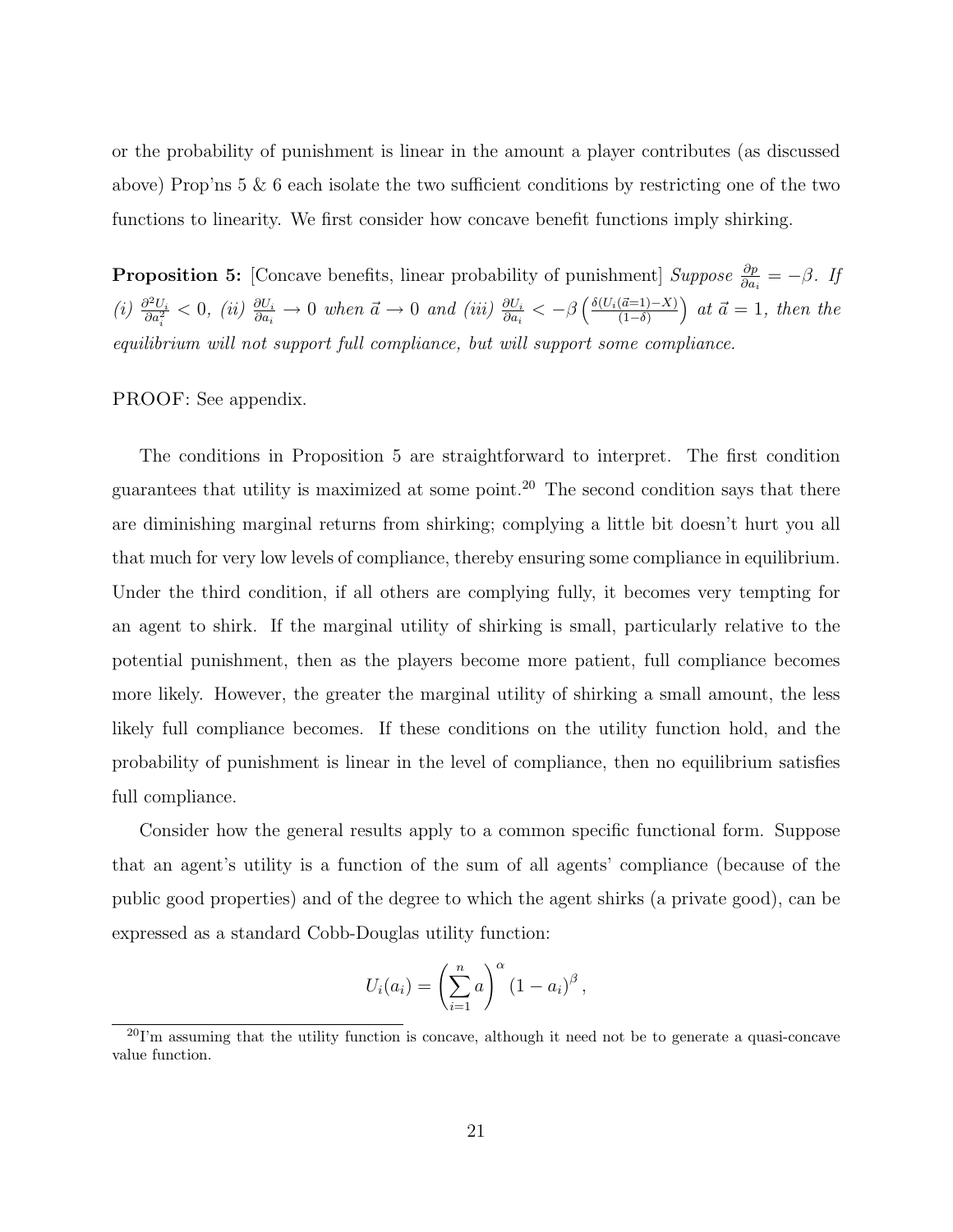or the probability of punishment is linear in the amount a player contributes (as discussed above) Prop'ns 5 & 6 each isolate the two sufficient conditions by restricting one of the two functions to linearity. We first consider how concave benefit functions imply shirking.

**Proposition 5:** [Concave benefits, linear probability of punishment] *Suppose* $\frac{\partial p}{\partial a_i} = -\beta$. *If (i)* $\frac{\partial^2 U_i}{\partial a_i^2} < 0$, *(ii)* $\frac{\partial U_i}{\partial a_i} \to 0$ *when* $\vec{a} \to 0$ *and (iii)* $\frac{\partial U_i}{\partial a_i} < -\beta \left( \frac{\delta (U_i(\vec{a}=1) - X)}{(1-\delta)} \right)$ *at* $\vec{a} = 1$, *then the equilibrium will not support full compliance, but will support some compliance.*

PROOF: See appendix.

The conditions in Proposition 5 are straightforward to interpret. The first condition guarantees that utility is maximized at some point.[20] The second condition says that there are diminishing marginal returns from shirking; complying a little bit doesn't hurt you all that much for very low levels of compliance, thereby ensuring some compliance in equilibrium. Under the third condition, if all others are complying fully, it becomes very tempting for an agent to shirk. If the marginal utility of shirking is small, particularly relative to the potential punishment, then as the players become more patient, full compliance becomes more likely. However, the greater the marginal utility of shirking a small amount, the less likely full compliance becomes. If these conditions on the utility function hold, and the probability of punishment is linear in the level of compliance, then no equilibrium satisfies full compliance.

Consider how the general results apply to a common specific functional form. Suppose that an agent's utility is a function of the sum of all agents' compliance (because of the public good properties) and of the degree to which the agent shirks (a private good), can be expressed as a standard Cobb-Douglas utility function:

$$U_i(a_i) = \left( \sum_{i=1}^{n} a \right)^{\alpha} (1 - a_i)^{\beta},$$

[20] I'm assuming that the utility function is concave, although it need not be to generate a quasi-concave value function.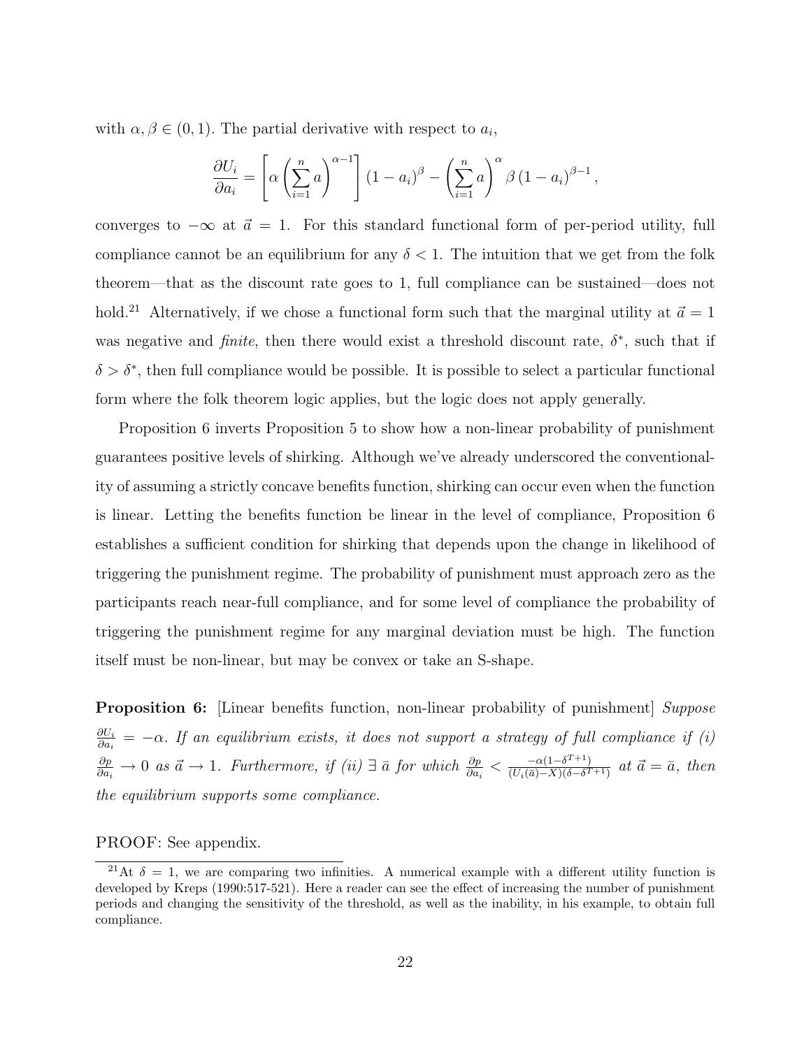with $\alpha, \beta \in (0, 1)$. The partial derivative with respect to $a_i$,

$$\frac{\partial U_i}{\partial a_i} = \left[ \alpha \left( \sum_{i=1}^{n} a \right)^{\alpha - 1} \right] (1 - a_i)^{\beta} - \left( \sum_{i=1}^{n} a \right)^{\alpha} \beta \left(1 - a_i\right)^{\beta - 1},$$

converges to $-\infty$ at $\vec{a} = 1$. For this standard functional form of per-period utility, full compliance cannot be an equilibrium for any $\delta < 1$. The intuition that we get from the folk theorem—that as the discount rate goes to 1, full compliance can be sustained—does not hold.[21] Alternatively, if we chose a functional form such that the marginal utility at $\vec{a} = 1$ was negative and *finite*, then there would exist a threshold discount rate, $\delta^*$, such that if $\delta > \delta^*$, then full compliance would be possible. It is possible to select a particular functional form where the folk theorem logic applies, but the logic does not apply generally.

Proposition 6 inverts Proposition 5 to show how a non-linear probability of punishment guarantees positive levels of shirking. Although we've already underscored the conventionality of assuming a strictly concave benefits function, shirking can occur even when the function is linear. Letting the benefits function be linear in the level of compliance, Proposition 6 establishes a sufficient condition for shirking that depends upon the change in likelihood of triggering the punishment regime. The probability of punishment must approach zero as the participants reach near-full compliance, and for some level of compliance the probability of triggering the punishment regime for any marginal deviation must be high. The function itself must be non-linear, but may be convex or take an S-shape.

**Proposition 6:** [Linear benefits function, non-linear probability of punishment] *Suppose* $\frac{\partial U_i}{\partial a_i} = -\alpha$. *If an equilibrium exists, it does not support a strategy of full compliance if (i)* $\frac{\partial p}{\partial a_i} \to 0$ *as* $\vec{a} \to 1$. *Furthermore, if (ii)* $\exists\ \bar{a}$ *for which* $\frac{\partial p}{\partial a_i} < \frac{-\alpha(1-\delta^{T+1})}{(U_i(\bar{a})-X)(\delta-\delta^{T+1})}$ *at* $\vec{a} = \bar{a}$, *then the equilibrium supports some compliance.*

PROOF: See appendix.

[21] At $\delta = 1$, we are comparing two infinities. A numerical example with a different utility function is developed by Kreps (1990:517-521). Here a reader can see the effect of increasing the number of punishment periods and changing the sensitivity of the threshold, as well as the inability, in his example, to obtain full compliance.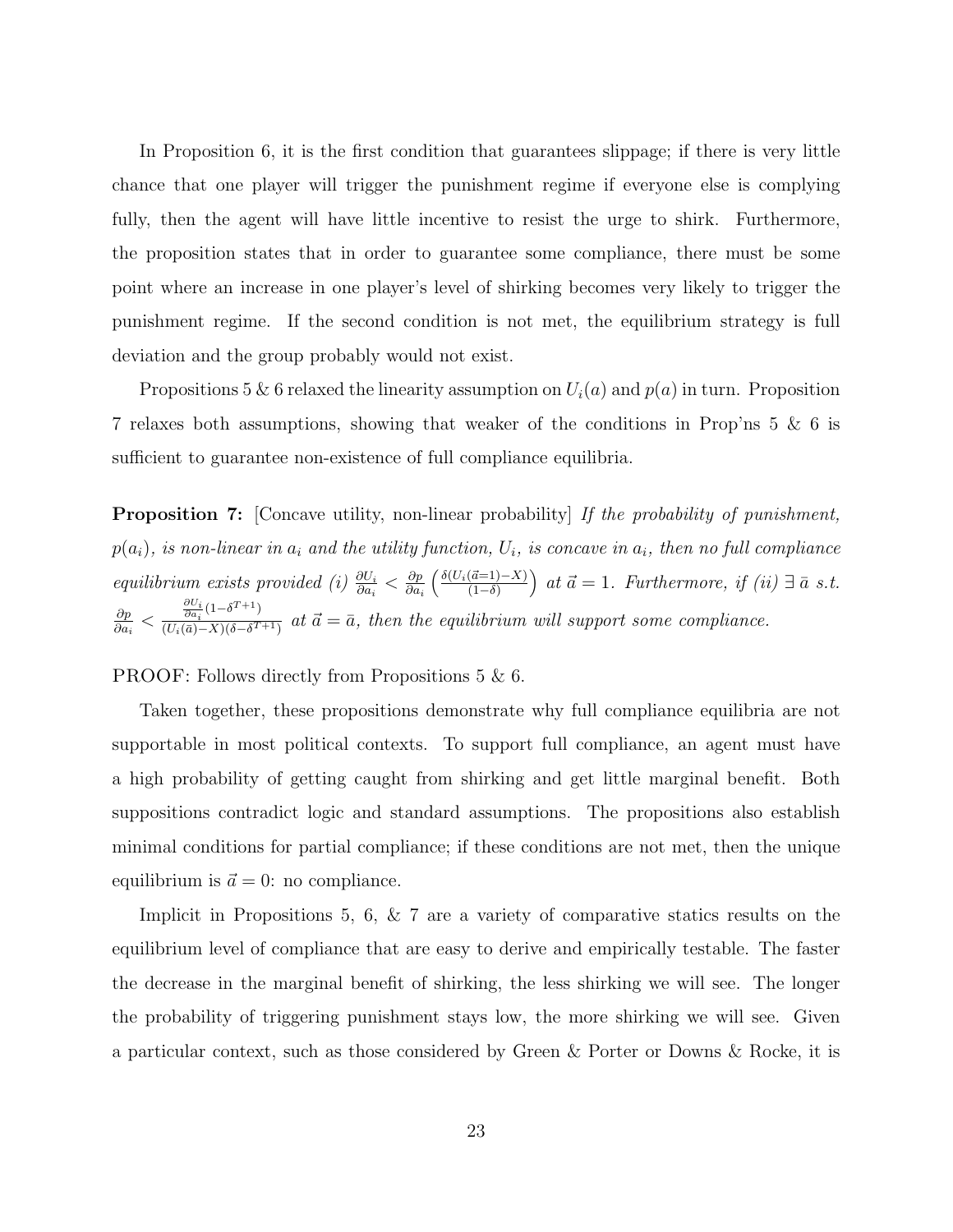In Proposition 6, it is the first condition that guarantees slippage; if there is very little chance that one player will trigger the punishment regime if everyone else is complying fully, then the agent will have little incentive to resist the urge to shirk. Furthermore, the proposition states that in order to guarantee some compliance, there must be some point where an increase in one player's level of shirking becomes very likely to trigger the punishment regime. If the second condition is not met, the equilibrium strategy is full deviation and the group probably would not exist.

Propositions 5 & 6 relaxed the linearity assumption on $U_i(a)$ and $p(a)$ in turn. Proposition 7 relaxes both assumptions, showing that weaker of the conditions in Prop'ns 5 & 6 is sufficient to guarantee non-existence of full compliance equilibria.

**Proposition 7:** [Concave utility, non-linear probability] *If the probability of punishment, $p(a_i)$, is non-linear in $a_i$ and the utility function, $U_i$, is concave in $a_i$, then no full compliance equilibrium exists provided (i) $\frac{\partial U_i}{\partial a_i} < \frac{\partial p}{\partial a_i}\left(\frac{\delta(U_i(\vec{a}=1)-X)}{(1-\delta)}\right)$ at $\vec{a}=1$. Furthermore, if (ii) $\exists\ \bar{a}$ s.t. $\frac{\partial p}{\partial a_i} < \frac{\frac{\partial U_i}{\partial a_i}(1-\delta^{T+1})}{(U_i(\bar{a})-X)(\delta-\delta^{T+1})}$ at $\vec{a}=\bar{a}$, then the equilibrium will support some compliance.*

PROOF: Follows directly from Propositions 5 & 6.

Taken together, these propositions demonstrate why full compliance equilibria are not supportable in most political contexts. To support full compliance, an agent must have a high probability of getting caught from shirking and get little marginal benefit. Both suppositions contradict logic and standard assumptions. The propositions also establish minimal conditions for partial compliance; if these conditions are not met, then the unique equilibrium is $\vec{a}=0$: no compliance.

Implicit in Propositions 5, 6, & 7 are a variety of comparative statics results on the equilibrium level of compliance that are easy to derive and empirically testable. The faster the decrease in the marginal benefit of shirking, the less shirking we will see. The longer the probability of triggering punishment stays low, the more shirking we will see. Given a particular context, such as those considered by Green & Porter or Downs & Rocke, it is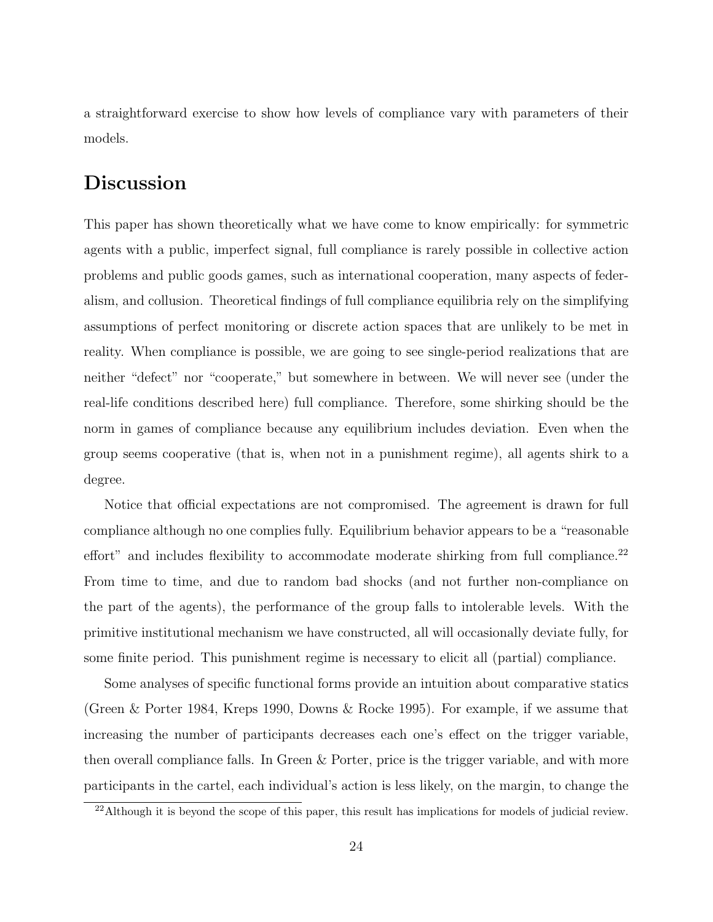a straightforward exercise to show how levels of compliance vary with parameters of their models.

## Discussion

This paper has shown theoretically what we have come to know empirically: for symmetric agents with a public, imperfect signal, full compliance is rarely possible in collective action problems and public goods games, such as international cooperation, many aspects of federalism, and collusion. Theoretical findings of full compliance equilibria rely on the simplifying assumptions of perfect monitoring or discrete action spaces that are unlikely to be met in reality. When compliance is possible, we are going to see single-period realizations that are neither "defect" nor "cooperate," but somewhere in between. We will never see (under the real-life conditions described here) full compliance. Therefore, some shirking should be the norm in games of compliance because any equilibrium includes deviation. Even when the group seems cooperative (that is, when not in a punishment regime), all agents shirk to a degree.

Notice that official expectations are not compromised. The agreement is drawn for full compliance although no one complies fully. Equilibrium behavior appears to be a "reasonable effort" and includes flexibility to accommodate moderate shirking from full compliance.[22] From time to time, and due to random bad shocks (and not further non-compliance on the part of the agents), the performance of the group falls to intolerable levels. With the primitive institutional mechanism we have constructed, all will occasionally deviate fully, for some finite period. This punishment regime is necessary to elicit all (partial) compliance.

Some analyses of specific functional forms provide an intuition about comparative statics (Green & Porter 1984, Kreps 1990, Downs & Rocke 1995). For example, if we assume that increasing the number of participants decreases each one's effect on the trigger variable, then overall compliance falls. In Green & Porter, price is the trigger variable, and with more participants in the cartel, each individual's action is less likely, on the margin, to change the

[22] Although it is beyond the scope of this paper, this result has implications for models of judicial review.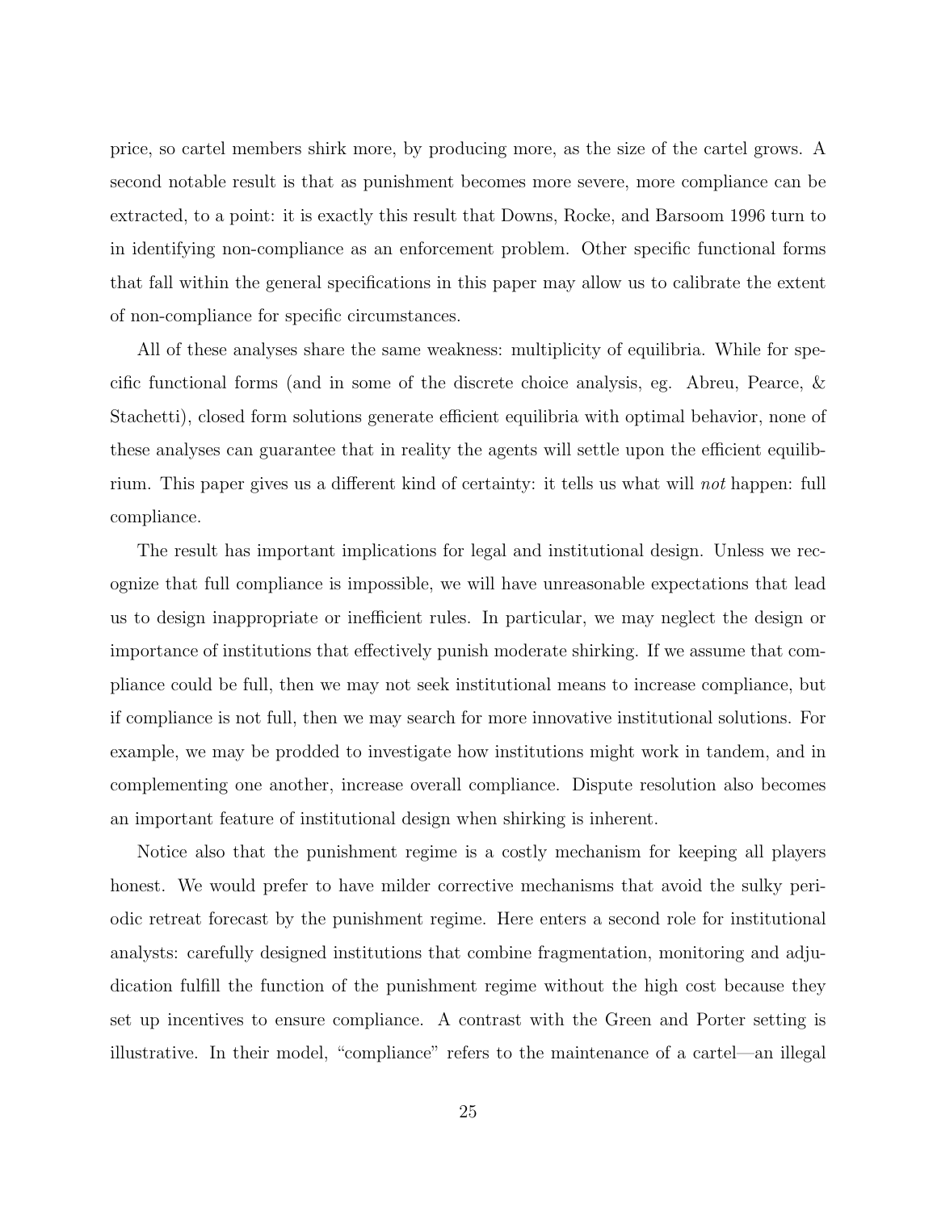price, so cartel members shirk more, by producing more, as the size of the cartel grows. A second notable result is that as punishment becomes more severe, more compliance can be extracted, to a point: it is exactly this result that Downs, Rocke, and Barsoom 1996 turn to in identifying non-compliance as an enforcement problem. Other specific functional forms that fall within the general specifications in this paper may allow us to calibrate the extent of non-compliance for specific circumstances.

All of these analyses share the same weakness: multiplicity of equilibria. While for specific functional forms (and in some of the discrete choice analysis, eg. Abreu, Pearce, & Stachetti), closed form solutions generate efficient equilibria with optimal behavior, none of these analyses can guarantee that in reality the agents will settle upon the efficient equilibrium. This paper gives us a different kind of certainty: it tells us what will *not* happen: full compliance.

The result has important implications for legal and institutional design. Unless we recognize that full compliance is impossible, we will have unreasonable expectations that lead us to design inappropriate or inefficient rules. In particular, we may neglect the design or importance of institutions that effectively punish moderate shirking. If we assume that compliance could be full, then we may not seek institutional means to increase compliance, but if compliance is not full, then we may search for more innovative institutional solutions. For example, we may be prodded to investigate how institutions might work in tandem, and in complementing one another, increase overall compliance. Dispute resolution also becomes an important feature of institutional design when shirking is inherent.

Notice also that the punishment regime is a costly mechanism for keeping all players honest. We would prefer to have milder corrective mechanisms that avoid the sulky periodic retreat forecast by the punishment regime. Here enters a second role for institutional analysts: carefully designed institutions that combine fragmentation, monitoring and adjudication fulfill the function of the punishment regime without the high cost because they set up incentives to ensure compliance. A contrast with the Green and Porter setting is illustrative. In their model, "compliance" refers to the maintenance of a cartel—an illegal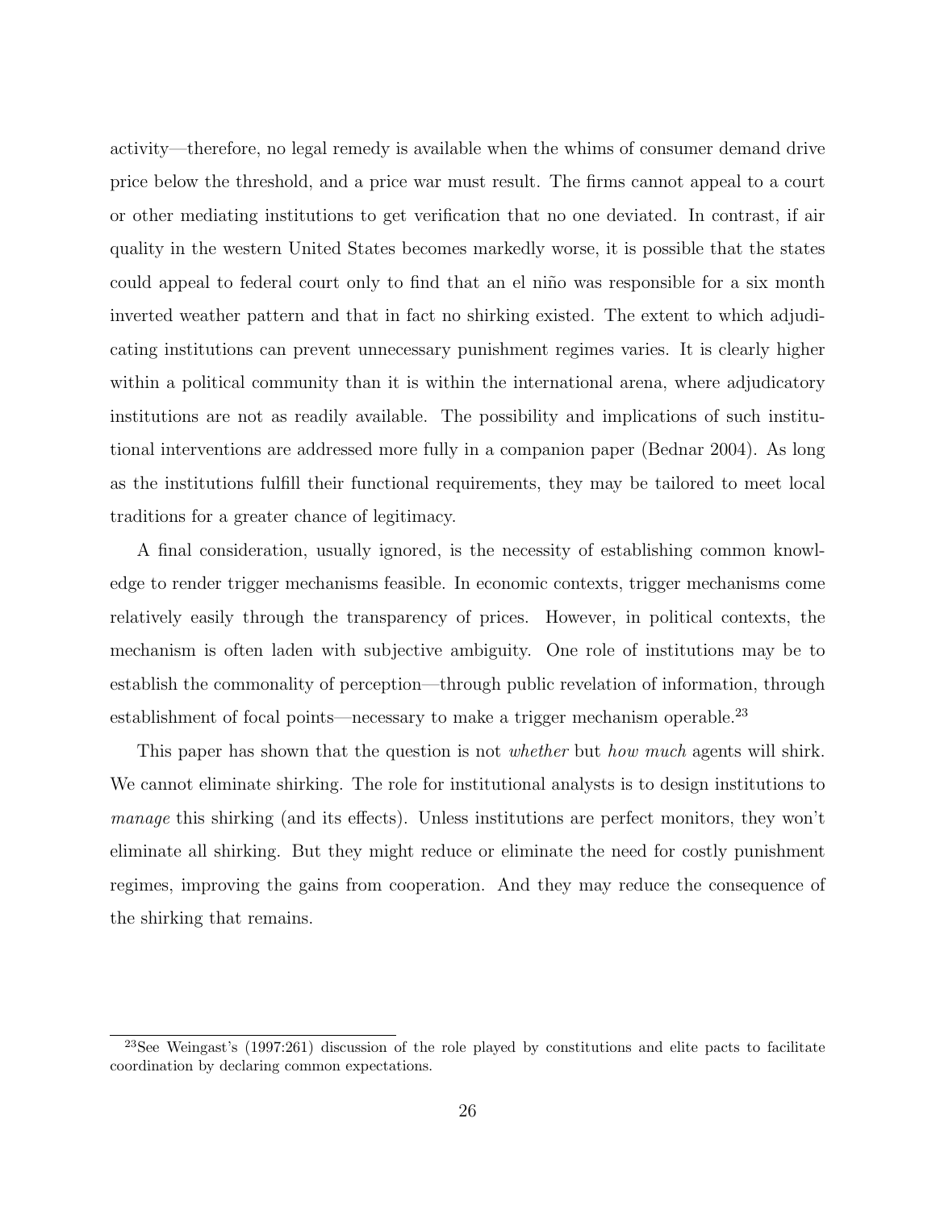activity—therefore, no legal remedy is available when the whims of consumer demand drive price below the threshold, and a price war must result. The firms cannot appeal to a court or other mediating institutions to get verification that no one deviated. In contrast, if air quality in the western United States becomes markedly worse, it is possible that the states could appeal to federal court only to find that an el niño was responsible for a six month inverted weather pattern and that in fact no shirking existed. The extent to which adjudicating institutions can prevent unnecessary punishment regimes varies. It is clearly higher within a political community than it is within the international arena, where adjudicatory institutions are not as readily available. The possibility and implications of such institutional interventions are addressed more fully in a companion paper (Bednar 2004). As long as the institutions fulfill their functional requirements, they may be tailored to meet local traditions for a greater chance of legitimacy.

A final consideration, usually ignored, is the necessity of establishing common knowledge to render trigger mechanisms feasible. In economic contexts, trigger mechanisms come relatively easily through the transparency of prices. However, in political contexts, the mechanism is often laden with subjective ambiguity. One role of institutions may be to establish the commonality of perception—through public revelation of information, through establishment of focal points—necessary to make a trigger mechanism operable.[23]

This paper has shown that the question is not *whether* but *how much* agents will shirk. We cannot eliminate shirking. The role for institutional analysts is to design institutions to *manage* this shirking (and its effects). Unless institutions are perfect monitors, they won't eliminate all shirking. But they might reduce or eliminate the need for costly punishment regimes, improving the gains from cooperation. And they may reduce the consequence of the shirking that remains.

---

[23] See Weingast's (1997:261) discussion of the role played by constitutions and elite pacts to facilitate coordination by declaring common expectations.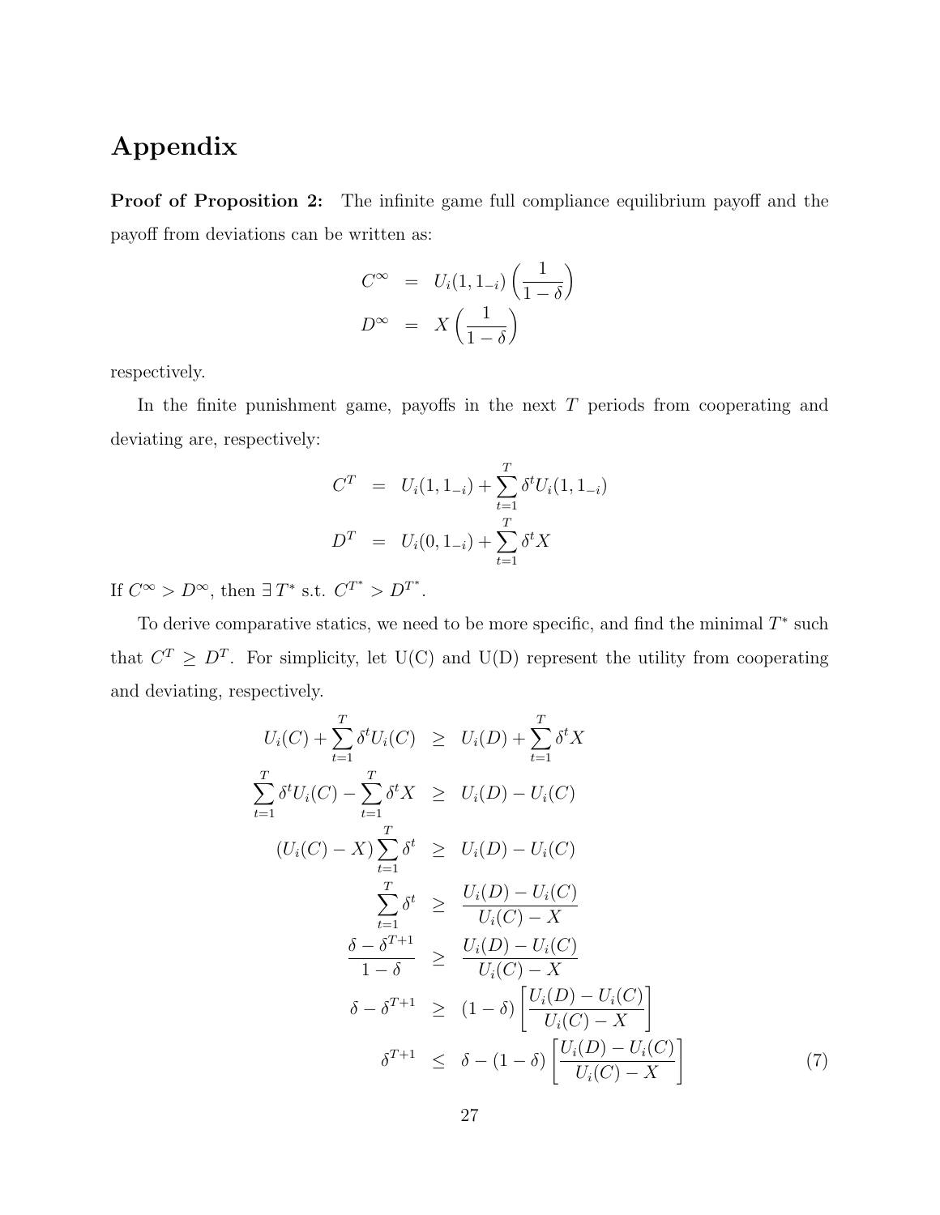# Appendix

**Proof of Proposition 2:** The infinite game full compliance equilibrium payoff and the payoff from deviations can be written as:

$$
\begin{aligned}
C^{\infty} &= U_i(1, 1_{-i})\left(\frac{1}{1-\delta}\right) \\
D^{\infty} &= X\left(\frac{1}{1-\delta}\right)
\end{aligned}
$$

respectively.

In the finite punishment game, payoffs in the next $T$ periods from cooperating and deviating are, respectively:

$$
\begin{aligned}
C^{T} &= U_i(1, 1_{-i}) + \sum_{t=1}^{T} \delta^t U_i(1, 1_{-i}) \\
D^{T} &= U_i(0, 1_{-i}) + \sum_{t=1}^{T} \delta^t X
\end{aligned}
$$

If $C^{\infty} > D^{\infty}$, then $\exists\, T^*$ s.t. $C^{T^*} > D^{T^*}$.

To derive comparative statics, we need to be more specific, and find the minimal $T^*$ such that $C^T \geq D^T$. For simplicity, let U(C) and U(D) represent the utility from cooperating and deviating, respectively.

$$
\begin{aligned}
U_i(C) + \sum_{t=1}^{T} \delta^t U_i(C) &\geq U_i(D) + \sum_{t=1}^{T} \delta^t X \\
\sum_{t=1}^{T} \delta^t U_i(C) - \sum_{t=1}^{T} \delta^t X &\geq U_i(D) - U_i(C) \\
(U_i(C) - X)\sum_{t=1}^{T} \delta^t &\geq U_i(D) - U_i(C) \\
\sum_{t=1}^{T} \delta^t &\geq \frac{U_i(D) - U_i(C)}{U_i(C) - X} \\
\frac{\delta - \delta^{T+1}}{1-\delta} &\geq \frac{U_i(D) - U_i(C)}{U_i(C) - X} \\
\delta - \delta^{T+1} &\geq (1-\delta)\left[\frac{U_i(D) - U_i(C)}{U_i(C) - X}\right] \\
\delta^{T+1} &\leq \delta - (1-\delta)\left[\frac{U_i(D) - U_i(C)}{U_i(C) - X}\right] \qquad (7)
\end{aligned}
$$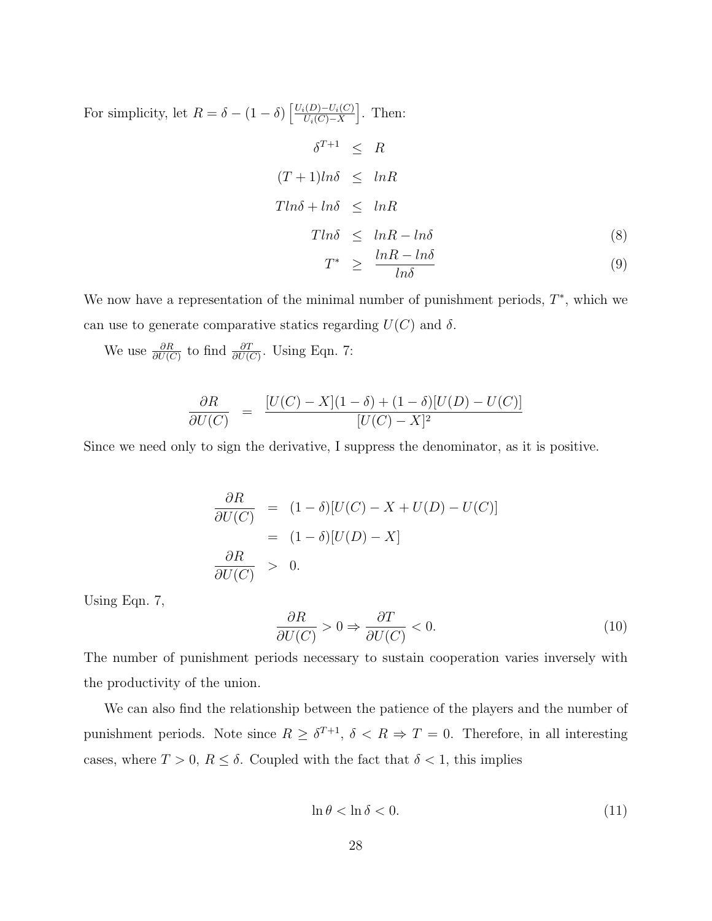For simplicity, let $R = \delta - (1-\delta)\left[\frac{U_i(D)-U_i(C)}{U_i(C)-X}\right]$. Then:

$$
\begin{aligned}
\delta^{T+1} &\leq R \\
(T+1)ln\delta &\leq lnR \\
Tln\delta + ln\delta &\leq lnR \\
Tln\delta &\leq lnR - ln\delta \qquad (8) \\
T^* &\geq \frac{lnR - ln\delta}{ln\delta} \qquad (9)
\end{aligned}
$$

We now have a representation of the minimal number of punishment periods, $T^*$, which we can use to generate comparative statics regarding $U(C)$ and $\delta$.

We use $\frac{\partial R}{\partial U(C)}$ to find $\frac{\partial T}{\partial U(C)}$. Using Eqn. 7:

$$
\frac{\partial R}{\partial U(C)} = \frac{[U(C)-X](1-\delta) + (1-\delta)[U(D)-U(C)]}{[U(C)-X]^2}
$$

Since we need only to sign the derivative, I suppress the denominator, as it is positive.

$$
\begin{aligned}
\frac{\partial R}{\partial U(C)} &= (1-\delta)[U(C) - X + U(D) - U(C)] \\
&= (1-\delta)[U(D) - X] \\
\frac{\partial R}{\partial U(C)} &> 0.
\end{aligned}
$$

Using Eqn. 7,

$$
\frac{\partial R}{\partial U(C)} > 0 \Rightarrow \frac{\partial T}{\partial U(C)} < 0. \qquad (10)
$$

The number of punishment periods necessary to sustain cooperation varies inversely with the productivity of the union.

We can also find the relationship between the patience of the players and the number of punishment periods. Note since $R \geq \delta^{T+1}$, $\delta < R \Rightarrow T = 0$. Therefore, in all interesting cases, where $T > 0$, $R \leq \delta$. Coupled with the fact that $\delta < 1$, this implies

$$
\ln\theta < \ln\delta < 0. \qquad (11)
$$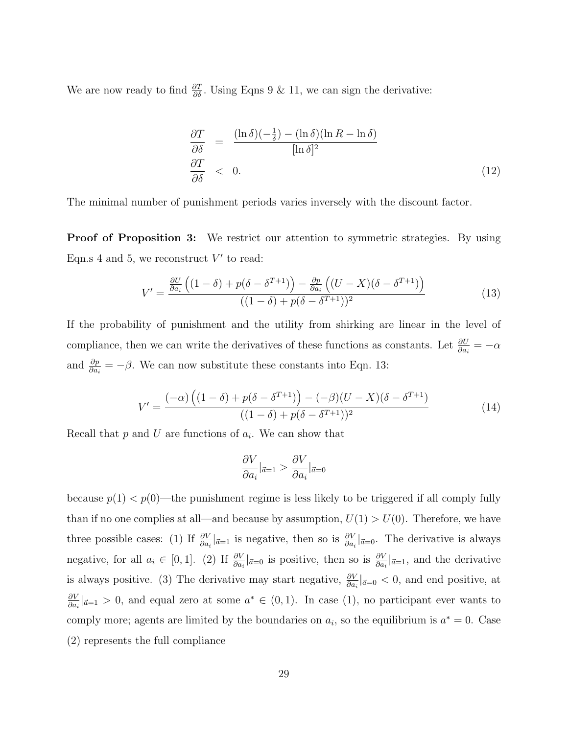We are now ready to find $\frac{\partial T}{\partial \delta}$. Using Eqns 9 & 11, we can sign the derivative:

$$
\begin{aligned}
\frac{\partial T}{\partial \delta} &= \frac{(\ln \delta)(-\frac{1}{\delta}) - (\ln \delta)(\ln R - \ln \delta)}{[\ln \delta]^2} \\
\frac{\partial T}{\partial \delta} &< 0.
\end{aligned}
\tag{12}
$$

The minimal number of punishment periods varies inversely with the discount factor.

**Proof of Proposition 3:** We restrict our attention to symmetric strategies. By using Eqn.s 4 and 5, we reconstruct $V'$ to read:

$$
V' = \frac{\frac{\partial U}{\partial a_i}\left((1-\delta) + p(\delta - \delta^{T+1})\right) - \frac{\partial p}{\partial a_i}\left((U - X)(\delta - \delta^{T+1})\right)}{((1-\delta) + p(\delta - \delta^{T+1}))^2} \tag{13}
$$

If the probability of punishment and the utility from shirking are linear in the level of compliance, then we can write the derivatives of these functions as constants. Let $\frac{\partial U}{\partial a_i} = -\alpha$ and $\frac{\partial p}{\partial a_i} = -\beta$. We can now substitute these constants into Eqn. 13:

$$
V' = \frac{(-\alpha)\left((1-\delta) + p(\delta - \delta^{T+1})\right) - (-\beta)(U - X)(\delta - \delta^{T+1})}{((1-\delta) + p(\delta - \delta^{T+1}))^2} \tag{14}
$$

Recall that $p$ and $U$ are functions of $a_i$. We can show that

$$
\frac{\partial V}{\partial a_i}|_{\vec{a}=1} > \frac{\partial V}{\partial a_i}|_{\vec{a}=0}
$$

because $p(1) < p(0)$—the punishment regime is less likely to be triggered if all comply fully than if no one complies at all—and because by assumption, $U(1) > U(0)$. Therefore, we have three possible cases: (1) If $\frac{\partial V}{\partial a_i}|_{\vec{a}=1}$ is negative, then so is $\frac{\partial V}{\partial a_i}|_{\vec{a}=0}$. The derivative is always negative, for all $a_i \in [0,1]$. (2) If $\frac{\partial V}{\partial a_i}|_{\vec{a}=0}$ is positive, then so is $\frac{\partial V}{\partial a_i}|_{\vec{a}=1}$, and the derivative is always positive. (3) The derivative may start negative, $\frac{\partial V}{\partial a_i}|_{\vec{a}=0} < 0$, and end positive, at $\frac{\partial V}{\partial a_i}|_{\vec{a}=1} > 0$, and equal zero at some $a^* \in (0,1)$. In case (1), no participant ever wants to comply more; agents are limited by the boundaries on $a_i$, so the equilibrium is $a^* = 0$. Case (2) represents the full compliance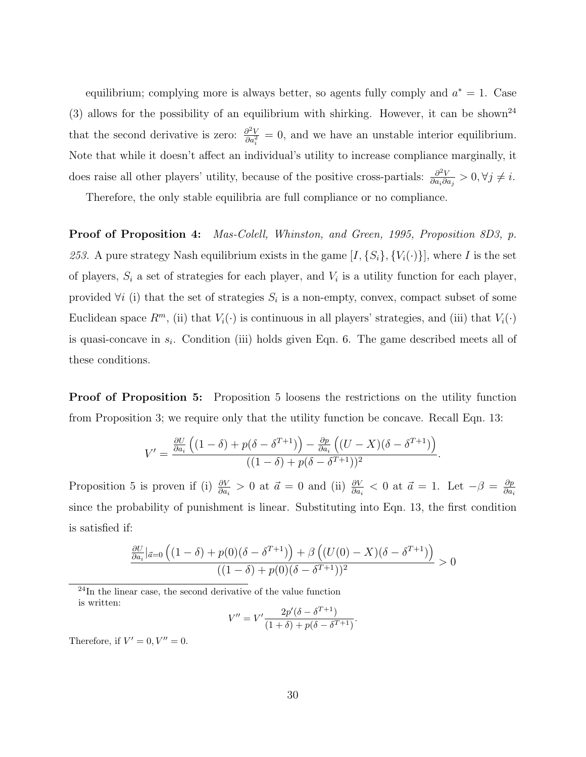equilibrium; complying more is always better, so agents fully comply and $a^* = 1$. Case (3) allows for the possibility of an equilibrium with shirking. However, it can be shown[24] that the second derivative is zero: $\frac{\partial^2 V}{\partial a_i^2} = 0$, and we have an unstable interior equilibrium. Note that while it doesn't affect an individual's utility to increase compliance marginally, it does raise all other players' utility, because of the positive cross-partials: $\frac{\partial^2 V}{\partial a_i \partial a_j} > 0, \forall j \neq i$.

Therefore, the only stable equilibria are full compliance or no compliance.

**Proof of Proposition 4:** *Mas-Colell, Whinston, and Green, 1995, Proposition 8D3, p. 253.* A pure strategy Nash equilibrium exists in the game $[I, \{S_i\}, \{V_i(\cdot)\}]$, where $I$ is the set of players, $S_i$ a set of strategies for each player, and $V_i$ is a utility function for each player, provided $\forall i$ (i) that the set of strategies $S_i$ is a non-empty, convex, compact subset of some Euclidean space $R^m$, (ii) that $V_i(\cdot)$ is continuous in all players' strategies, and (iii) that $V_i(\cdot)$ is quasi-concave in $s_i$. Condition (iii) holds given Eqn. 6. The game described meets all of these conditions.

**Proof of Proposition 5:** Proposition 5 loosens the restrictions on the utility function from Proposition 3; we require only that the utility function be concave. Recall Eqn. 13:

$$V' = \frac{\frac{\partial U}{\partial a_i}\left((1-\delta) + p(\delta - \delta^{T+1})\right) - \frac{\partial p}{\partial a_i}\left((U - X)(\delta - \delta^{T+1})\right)}{((1-\delta) + p(\delta - \delta^{T+1}))^2}.$$

Proposition 5 is proven if (i) $\frac{\partial V}{\partial a_i} > 0$ at $\vec{a} = 0$ and (ii) $\frac{\partial V}{\partial a_i} < 0$ at $\vec{a} = 1$. Let $-\beta = \frac{\partial p}{\partial a_i}$ since the probability of punishment is linear. Substituting into Eqn. 13, the first condition is satisfied if:

$$\frac{\frac{\partial U}{\partial a_i}|_{\vec{a}=0}\left((1-\delta) + p(0)(\delta - \delta^{T+1})\right) + \beta\left((U(0) - X)(\delta - \delta^{T+1})\right)}{((1-\delta) + p(0)(\delta - \delta^{T+1}))^2} > 0$$

[24] In the linear case, the second derivative of the value function is written:

$$V'' = V' \frac{2p'(\delta - \delta^{T+1})}{(1+\delta) + p(\delta - \delta^{T+1})}.$$

Therefore, if $V' = 0, V'' = 0$.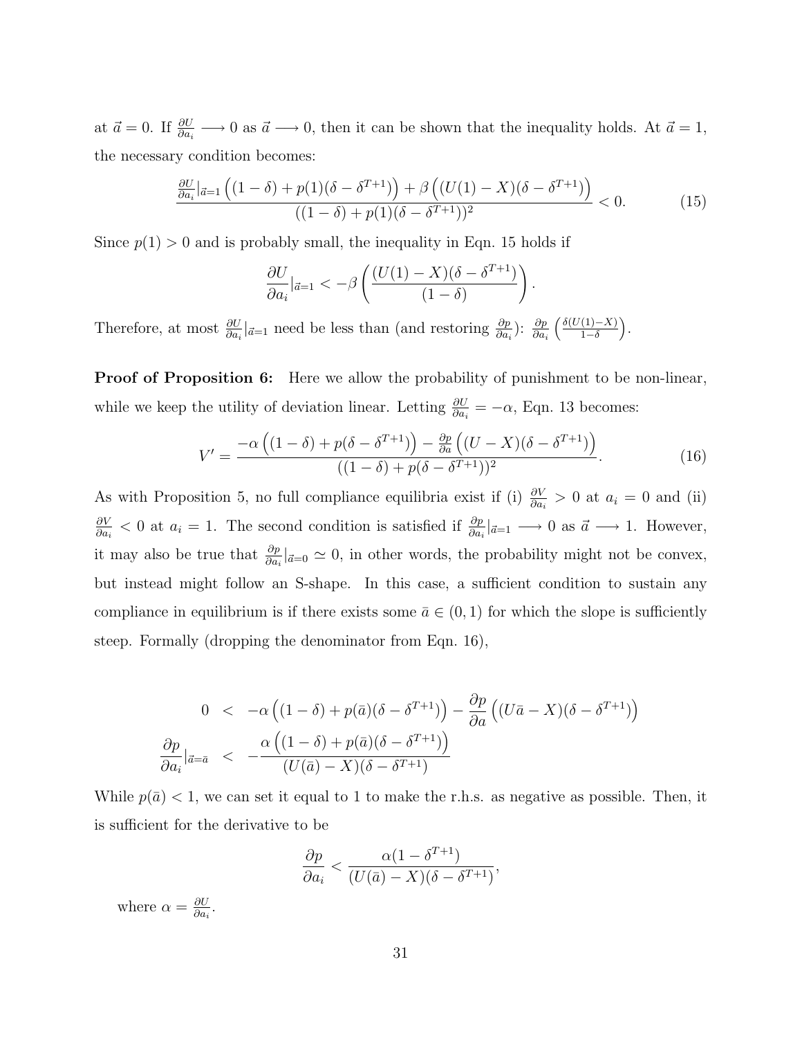at $\vec{a} = 0$. If $\frac{\partial U}{\partial a_i} \longrightarrow 0$ as $\vec{a} \longrightarrow 0$, then it can be shown that the inequality holds. At $\vec{a} = 1$, the necessary condition becomes:

$$\frac{\frac{\partial U}{\partial a_i}|_{\vec{a}=1}\left((1-\delta) + p(1)(\delta - \delta^{T+1})\right) + \beta\left((U(1) - X)(\delta - \delta^{T+1})\right)}{((1-\delta) + p(1)(\delta - \delta^{T+1}))^2} < 0. \tag{15}$$

Since $p(1) > 0$ and is probably small, the inequality in Eqn. 15 holds if

$$\frac{\partial U}{\partial a_i}|_{\vec{a}=1} < -\beta\left(\frac{(U(1) - X)(\delta - \delta^{T+1})}{(1-\delta)}\right).$$

Therefore, at most $\frac{\partial U}{\partial a_i}|_{\vec{a}=1}$ need be less than (and restoring $\frac{\partial p}{\partial a_i}$): $\frac{\partial p}{\partial a_i}\left(\frac{\delta(U(1)-X)}{1-\delta}\right)$.

**Proof of Proposition 6:** Here we allow the probability of punishment to be non-linear, while we keep the utility of deviation linear. Letting $\frac{\partial U}{\partial a_i} = -\alpha$, Eqn. 13 becomes:

$$V' = \frac{-\alpha\left((1-\delta) + p(\delta - \delta^{T+1})\right) - \frac{\partial p}{\partial a}\left((U - X)(\delta - \delta^{T+1})\right)}{((1-\delta) + p(\delta - \delta^{T+1}))^2}. \tag{16}$$

As with Proposition 5, no full compliance equilibria exist if (i) $\frac{\partial V}{\partial a_i} > 0$ at $a_i = 0$ and (ii) $\frac{\partial V}{\partial a_i} < 0$ at $a_i = 1$. The second condition is satisfied if $\frac{\partial p}{\partial a_i}|_{\vec{a}=1} \longrightarrow 0$ as $\vec{a} \longrightarrow 1$. However, it may also be true that $\frac{\partial p}{\partial a_i}|_{\vec{a}=0} \simeq 0$, in other words, the probability might not be convex, but instead might follow an S-shape. In this case, a sufficient condition to sustain any compliance in equilibrium is if there exists some $\bar{a} \in (0, 1)$ for which the slope is sufficiently steep. Formally (dropping the denominator from Eqn. 16),

$$\begin{aligned}
0 &< -\alpha\left((1-\delta) + p(\bar{a})(\delta - \delta^{T+1})\right) - \frac{\partial p}{\partial a}\left((U\bar{a} - X)(\delta - \delta^{T+1})\right) \\
\frac{\partial p}{\partial a_i}|_{\vec{a}=\bar{a}} &< -\frac{\alpha\left((1-\delta) + p(\bar{a})(\delta - \delta^{T+1})\right)}{(U(\bar{a}) - X)(\delta - \delta^{T+1})}
\end{aligned}$$

While $p(\bar{a}) < 1$, we can set it equal to 1 to make the r.h.s. as negative as possible. Then, it is sufficient for the derivative to be

$$\frac{\partial p}{\partial a_i} < \frac{\alpha(1 - \delta^{T+1})}{(U(\bar{a}) - X)(\delta - \delta^{T+1})},$$

where $\alpha = \frac{\partial U}{\partial a_i}$.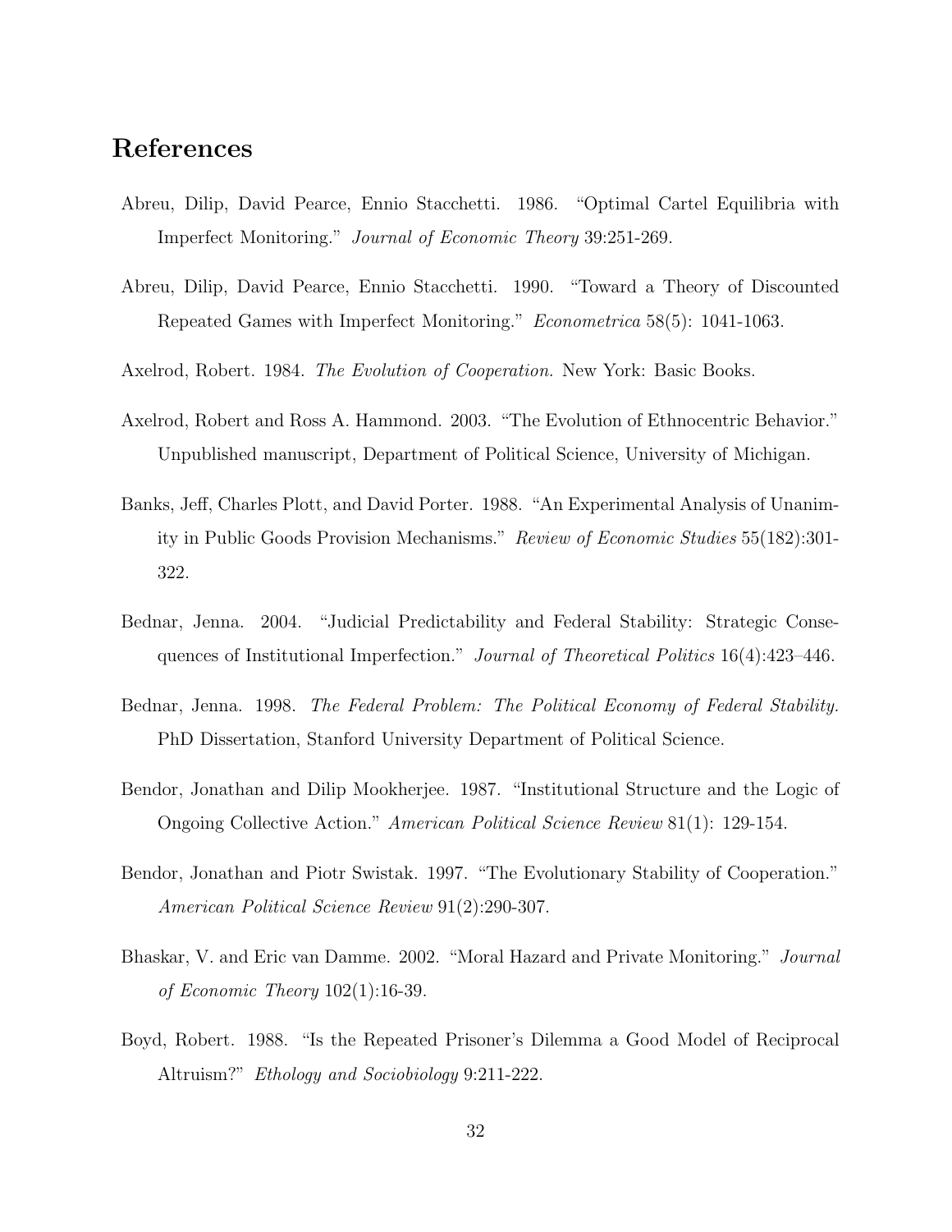## References

Abreu, Dilip, David Pearce, Ennio Stacchetti. 1986. "Optimal Cartel Equilibria with Imperfect Monitoring." *Journal of Economic Theory* 39:251-269.

Abreu, Dilip, David Pearce, Ennio Stacchetti. 1990. "Toward a Theory of Discounted Repeated Games with Imperfect Monitoring." *Econometrica* 58(5): 1041-1063.

Axelrod, Robert. 1984. *The Evolution of Cooperation.* New York: Basic Books.

Axelrod, Robert and Ross A. Hammond. 2003. "The Evolution of Ethnocentric Behavior." Unpublished manuscript, Department of Political Science, University of Michigan.

Banks, Jeff, Charles Plott, and David Porter. 1988. "An Experimental Analysis of Unanimity in Public Goods Provision Mechanisms." *Review of Economic Studies* 55(182):301-322.

Bednar, Jenna. 2004. "Judicial Predictability and Federal Stability: Strategic Consequences of Institutional Imperfection." *Journal of Theoretical Politics* 16(4):423–446.

Bednar, Jenna. 1998. *The Federal Problem: The Political Economy of Federal Stability.* PhD Dissertation, Stanford University Department of Political Science.

Bendor, Jonathan and Dilip Mookherjee. 1987. "Institutional Structure and the Logic of Ongoing Collective Action." *American Political Science Review* 81(1): 129-154.

Bendor, Jonathan and Piotr Swistak. 1997. "The Evolutionary Stability of Cooperation." *American Political Science Review* 91(2):290-307.

Bhaskar, V. and Eric van Damme. 2002. "Moral Hazard and Private Monitoring." *Journal of Economic Theory* 102(1):16-39.

Boyd, Robert. 1988. "Is the Repeated Prisoner's Dilemma a Good Model of Reciprocal Altruism?" *Ethology and Sociobiology* 9:211-222.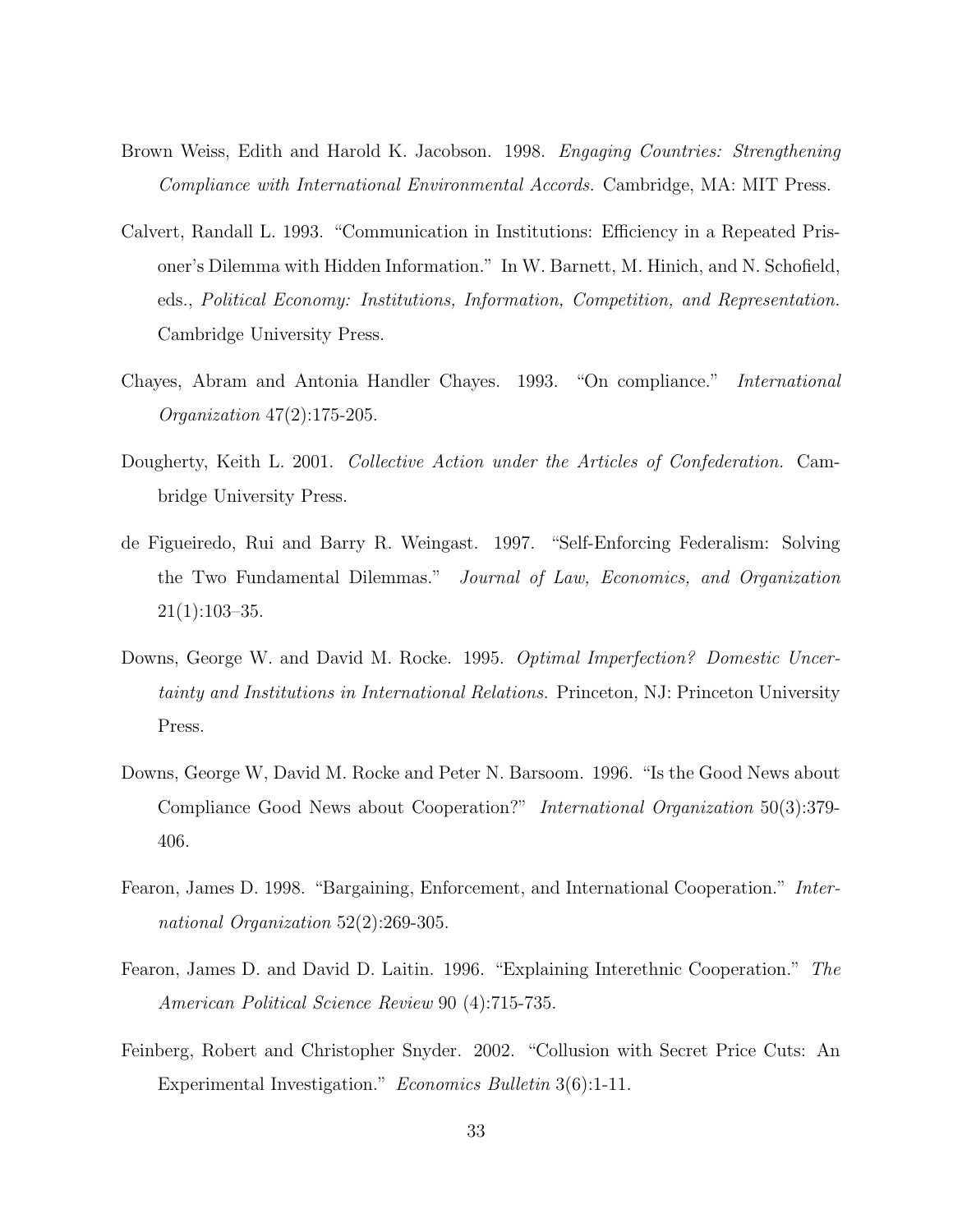Brown Weiss, Edith and Harold K. Jacobson. 1998. *Engaging Countries: Strengthening Compliance with International Environmental Accords.* Cambridge, MA: MIT Press.

Calvert, Randall L. 1993. "Communication in Institutions: Efficiency in a Repeated Prisoner's Dilemma with Hidden Information." In W. Barnett, M. Hinich, and N. Schofield, eds., *Political Economy: Institutions, Information, Competition, and Representation.* Cambridge University Press.

Chayes, Abram and Antonia Handler Chayes. 1993. "On compliance." *International Organization* 47(2):175-205.

Dougherty, Keith L. 2001. *Collective Action under the Articles of Confederation.* Cambridge University Press.

de Figueiredo, Rui and Barry R. Weingast. 1997. "Self-Enforcing Federalism: Solving the Two Fundamental Dilemmas." *Journal of Law, Economics, and Organization* 21(1):103–35.

Downs, George W. and David M. Rocke. 1995. *Optimal Imperfection? Domestic Uncertainty and Institutions in International Relations.* Princeton, NJ: Princeton University Press.

Downs, George W, David M. Rocke and Peter N. Barsoom. 1996. "Is the Good News about Compliance Good News about Cooperation?" *International Organization* 50(3):379-406.

Fearon, James D. 1998. "Bargaining, Enforcement, and International Cooperation." *International Organization* 52(2):269-305.

Fearon, James D. and David D. Laitin. 1996. "Explaining Interethnic Cooperation." *The American Political Science Review* 90 (4):715-735.

Feinberg, Robert and Christopher Snyder. 2002. "Collusion with Secret Price Cuts: An Experimental Investigation." *Economics Bulletin* 3(6):1-11.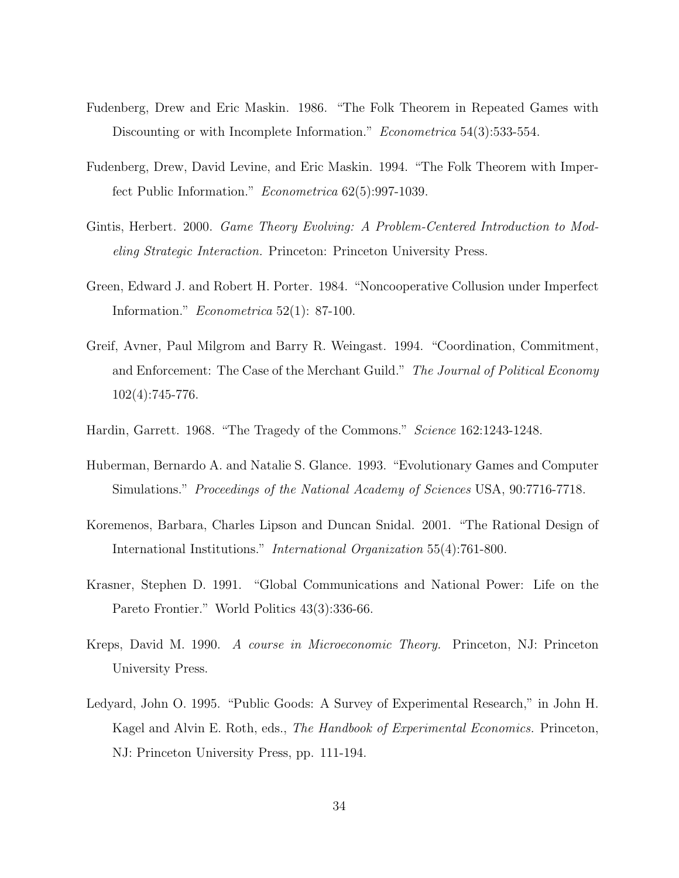Fudenberg, Drew and Eric Maskin. 1986. "The Folk Theorem in Repeated Games with Discounting or with Incomplete Information." *Econometrica* 54(3):533-554.

Fudenberg, Drew, David Levine, and Eric Maskin. 1994. "The Folk Theorem with Imperfect Public Information." *Econometrica* 62(5):997-1039.

Gintis, Herbert. 2000. *Game Theory Evolving: A Problem-Centered Introduction to Modeling Strategic Interaction.* Princeton: Princeton University Press.

Green, Edward J. and Robert H. Porter. 1984. "Noncooperative Collusion under Imperfect Information." *Econometrica* 52(1): 87-100.

Greif, Avner, Paul Milgrom and Barry R. Weingast. 1994. "Coordination, Commitment, and Enforcement: The Case of the Merchant Guild." *The Journal of Political Economy* 102(4):745-776.

Hardin, Garrett. 1968. "The Tragedy of the Commons." *Science* 162:1243-1248.

Huberman, Bernardo A. and Natalie S. Glance. 1993. "Evolutionary Games and Computer Simulations." *Proceedings of the National Academy of Sciences* USA, 90:7716-7718.

Koremenos, Barbara, Charles Lipson and Duncan Snidal. 2001. "The Rational Design of International Institutions." *International Organization* 55(4):761-800.

Krasner, Stephen D. 1991. "Global Communications and National Power: Life on the Pareto Frontier." World Politics 43(3):336-66.

Kreps, David M. 1990. *A course in Microeconomic Theory.* Princeton, NJ: Princeton University Press.

Ledyard, John O. 1995. "Public Goods: A Survey of Experimental Research," in John H. Kagel and Alvin E. Roth, eds., *The Handbook of Experimental Economics.* Princeton, NJ: Princeton University Press, pp. 111-194.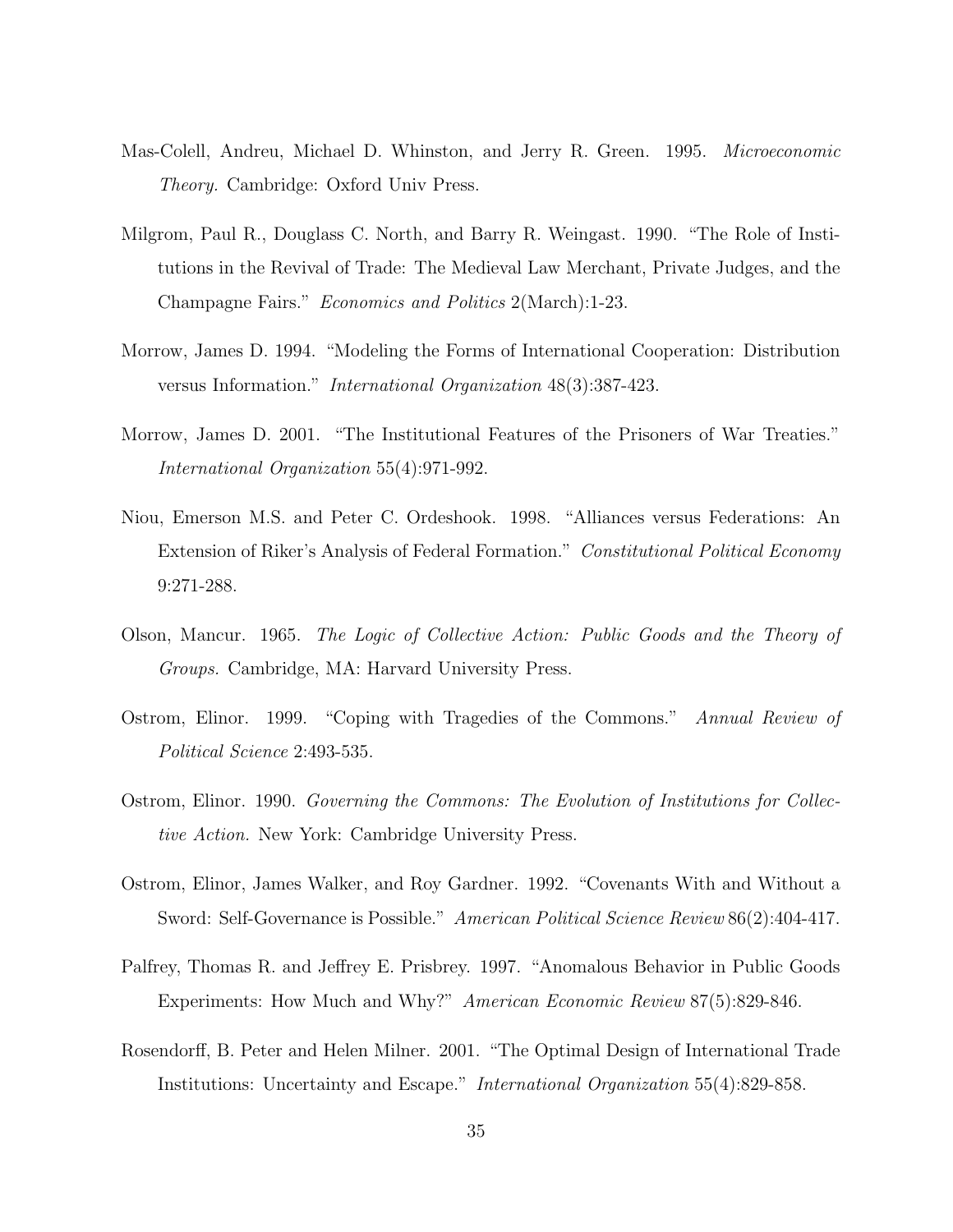Mas-Colell, Andreu, Michael D. Whinston, and Jerry R. Green. 1995. *Microeconomic Theory.* Cambridge: Oxford Univ Press.

Milgrom, Paul R., Douglass C. North, and Barry R. Weingast. 1990. "The Role of Institutions in the Revival of Trade: The Medieval Law Merchant, Private Judges, and the Champagne Fairs." *Economics and Politics* 2(March):1-23.

Morrow, James D. 1994. "Modeling the Forms of International Cooperation: Distribution versus Information." *International Organization* 48(3):387-423.

Morrow, James D. 2001. "The Institutional Features of the Prisoners of War Treaties." *International Organization* 55(4):971-992.

Niou, Emerson M.S. and Peter C. Ordeshook. 1998. "Alliances versus Federations: An Extension of Riker's Analysis of Federal Formation." *Constitutional Political Economy* 9:271-288.

Olson, Mancur. 1965. *The Logic of Collective Action: Public Goods and the Theory of Groups.* Cambridge, MA: Harvard University Press.

Ostrom, Elinor. 1999. "Coping with Tragedies of the Commons." *Annual Review of Political Science* 2:493-535.

Ostrom, Elinor. 1990. *Governing the Commons: The Evolution of Institutions for Collective Action.* New York: Cambridge University Press.

Ostrom, Elinor, James Walker, and Roy Gardner. 1992. "Covenants With and Without a Sword: Self-Governance is Possible." *American Political Science Review* 86(2):404-417.

Palfrey, Thomas R. and Jeffrey E. Prisbrey. 1997. "Anomalous Behavior in Public Goods Experiments: How Much and Why?" *American Economic Review* 87(5):829-846.

Rosendorff, B. Peter and Helen Milner. 2001. "The Optimal Design of International Trade Institutions: Uncertainty and Escape." *International Organization* 55(4):829-858.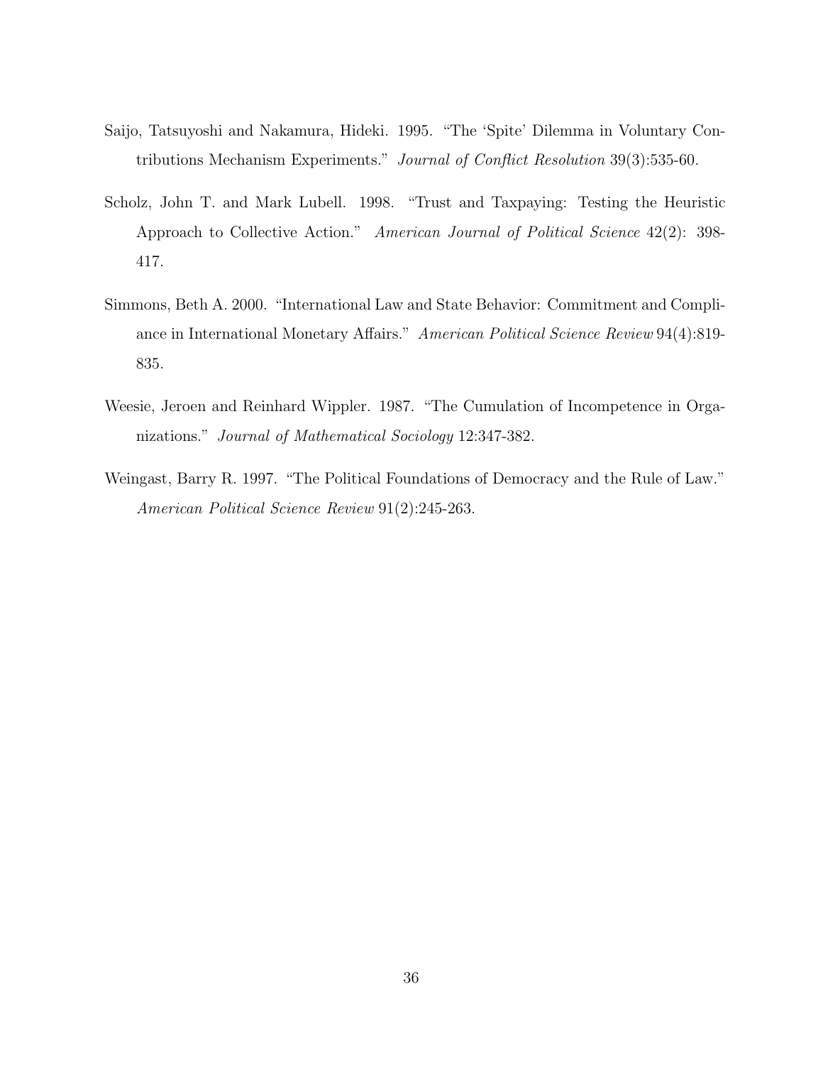Saijo, Tatsuyoshi and Nakamura, Hideki. 1995. "The 'Spite' Dilemma in Voluntary Contributions Mechanism Experiments." *Journal of Conflict Resolution* 39(3):535-60.

Scholz, John T. and Mark Lubell. 1998. "Trust and Taxpaying: Testing the Heuristic Approach to Collective Action." *American Journal of Political Science* 42(2): 398-417.

Simmons, Beth A. 2000. "International Law and State Behavior: Commitment and Compliance in International Monetary Affairs." *American Political Science Review* 94(4):819-835.

Weesie, Jeroen and Reinhard Wippler. 1987. "The Cumulation of Incompetence in Organizations." *Journal of Mathematical Sociology* 12:347-382.

Weingast, Barry R. 1997. "The Political Foundations of Democracy and the Rule of Law." *American Political Science Review* 91(2):245-263.